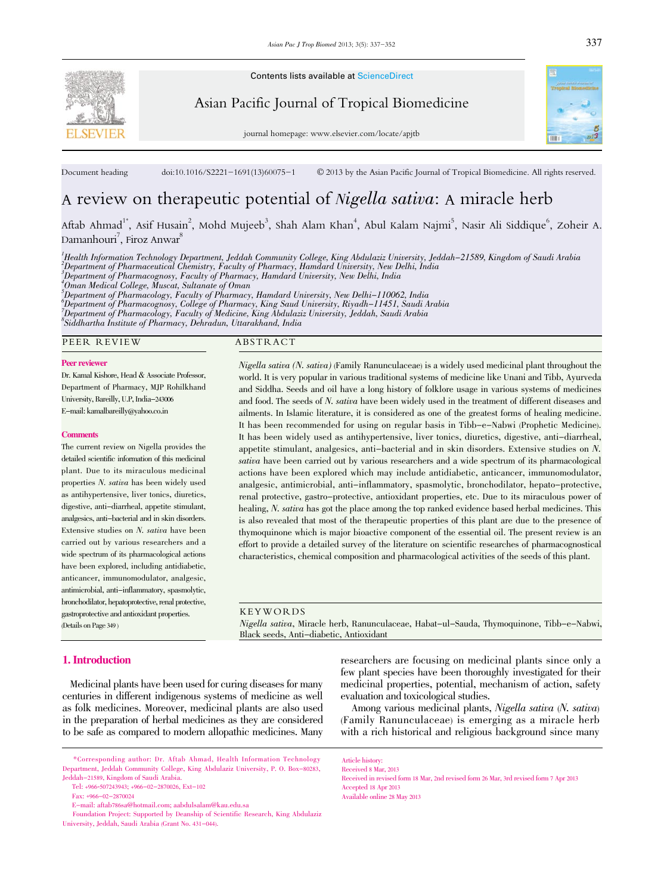Contents lists available at ScienceDirect

Asian Pacific Journal of Tropical Biomedicine

journal homepage: www.elsevier.com/locate/apjtb

Document heading doi:10.1016/S2221-1691(13)60075-1 © 2013 by the Asian Pacific Journal of Tropical Biomedicine. All rights reserved.

# A review on therapeutic potential of *Nigella sativa*: A miracle herb

Aftab Ahmad[1*], Asif Husain[2], Mohd Mujeeb[3], Shah Alam Khan[4], Abul Kalam Najmi[5], Nasir Ali Siddique[6], Zoheir A. Damanhouri[7], Firoz Anwar[8]

[1]Health Information Technology Department, Jeddah Community College, King Abdulaziz University, Jeddah-21589, Kingdom of Saudi Arabia
[2]Department of Pharmaceutical Chemistry, Faculty of Pharmacy, Hamdard University, New Delhi, India
[3]Department of Pharmacognosy, Faculty of Pharmacy, Hamdard University, New Delhi, India
[4]Oman Medical College, Muscat, Sultanate of Oman
[5]Department of Pharmacology, Faculty of Pharmacy, Hamdard University, New Delhi-110062, India
[6]Department of Pharmacognosy, College of Pharmacy, King Saud University, Riyadh-11451, Saudi Arabia
[7]Department of Pharmacology, Faculty of Medicine, King Abdulaziz University, Jeddah, Saudi Arabia
[8]Siddhartha Institute of Pharmacy, Dehradun, Uttarakhand, India

## PEER REVIEW

**Peer reviewer**

Dr. Kamal Kishore, Head & Associate Professor, Department of Pharmacy, MJP Rohilkhand University, Bareilly, U.P, India-243006
E-mail: kamalbareilly@yahoo.co.in

**Comments**

The current review on Nigella provides the detailed scientific information of this medicinal plant. Due to its miraculous medicinal properties *N. sativa* has been widely used as antihypertensive, liver tonics, diuretics, digestive, anti-diarrheal, appetite stimulant, analgesics, anti-bacterial and in skin disorders. Extensive studies on *N. sativa* have been carried out by various researchers and a wide spectrum of its pharmacological actions have been explored, including antidiabetic, anticancer, immunomodulator, analgesic, antimicrobial, anti-inflammatory, spasmolytic, bronchodilator, hepatoprotective, renal protective, gastroprotective and antioxidant properties.
(Details on Page 349)

## ABSTRACT

*Nigella sativa (N. sativa)* (Family Ranunculaceae) is a widely used medicinal plant throughout the world. It is very popular in various traditional systems of medicine like Unani and Tibb, Ayurveda and Siddha. Seeds and oil have a long history of folklore usage in various systems of medicines and food. The seeds of *N. sativa* have been widely used in the treatment of different diseases and ailments. In Islamic literature, it is considered as one of the greatest forms of healing medicine. It has been recommended for using on regular basis in Tibb-e-Nabwi (Prophetic Medicine). It has been widely used as antihypertensive, liver tonics, diuretics, digestive, anti-diarrheal, appetite stimulant, analgesics, anti-bacterial and in skin disorders. Extensive studies on *N. sativa* have been carried out by various researchers and a wide spectrum of its pharmacological actions have been explored which may include antidiabetic, anticancer, immunomodulator, analgesic, antimicrobial, anti-inflammatory, spasmolytic, bronchodilator, hepato-protective, renal protective, gastro-protective, antioxidant properties, etc. Due to its miraculous power of healing, *N. sativa* has got the place among the top ranked evidence based herbal medicines. This is also revealed that most of the therapeutic properties of this plant are due to the presence of thymoquinone which is major bioactive component of the essential oil. The present review is an effort to provide a detailed survey of the literature on scientific researches of pharmacognostical characteristics, chemical composition and pharmacological activities of the seeds of this plant.

## KEYWORDS

*Nigella sativa*, Miracle herb, Ranunculaceae, Habat-ul-Sauda, Thymoquinone, Tibb-e-Nabwi, Black seeds, Anti-diabetic, Antioxidant

## 1. Introduction

Medicinal plants have been used for curing diseases for many centuries in different indigenous systems of medicine as well as folk medicines. Moreover, medicinal plants are also used in the preparation of herbal medicines as they are considered to be safe as compared to modern allopathic medicines. Many researchers are focusing on medicinal plants since only a few plant species have been thoroughly investigated for their medicinal properties, potential, mechanism of action, safety evaluation and toxicological studies.

Among various medicinal plants, *Nigella sativa* (*N. sativa*) (Family Ranunculaceae) is emerging as a miracle herb with a rich historical and religious background since many

*Corresponding author: Dr. Aftab Ahmad, Health Information Technology Department, Jeddah Community College, King Abdulaziz University, P. O. Box-80283, Jeddah-21589, Kingdom of Saudi Arabia.
Tel: +966-507243943; +966-02-2870026, Ext-102
Fax: +966-02-2870024
E-mail: aftab786sa@hotmail.com; aabdulsalam@kau.edu.sa
Foundation Project: Supported by Deanship of Scientific Research, King Abdulaziz University, Jeddah, Saudi Arabia (Grant No. 431-044).

Article history:
Received 8 Mar, 2013
Received in revised form 18 Mar, 2nd revised form 26 Mar, 3rd revised form 7 Apr 2013
Accepted 18 Apr 2013
Available online 28 May 2013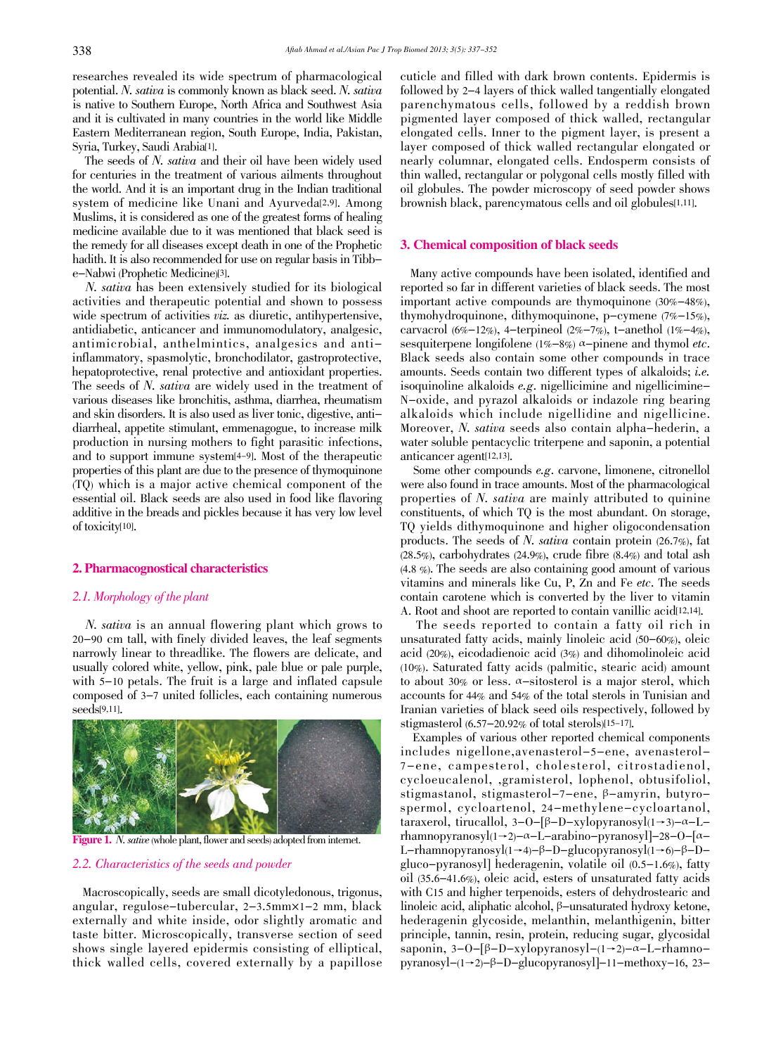researches revealed its wide spectrum of pharmacological potential. *N. sativa* is commonly known as black seed. *N. sativa* is native to Southern Europe, North Africa and Southwest Asia and it is cultivated in many countries in the world like Middle Eastern Mediterranean region, South Europe, India, Pakistan, Syria, Turkey, Saudi Arabia[1].

The seeds of *N. sativa* and their oil have been widely used for centuries in the treatment of various ailments throughout the world. And it is an important drug in the Indian traditional system of medicine like Unani and Ayurveda[2,9]. Among Muslims, it is considered as one of the greatest forms of healing medicine available due to it was mentioned that black seed is the remedy for all diseases except death in one of the Prophetic hadith. It is also recommended for use on regular basis in Tibb-e-Nabwi (Prophetic Medicine)[3].

*N. sativa* has been extensively studied for its biological activities and therapeutic potential and shown to possess wide spectrum of activities *viz.* as diuretic, antihypertensive, antidiabetic, anticancer and immunomodulatory, analgesic, antimicrobial, anthelmintics, analgesics and anti-inflammatory, spasmolytic, bronchodilator, gastroprotective, hepatoprotective, renal protective and antioxidant properties. The seeds of *N. sativa* are widely used in the treatment of various diseases like bronchitis, asthma, diarrhea, rheumatism and skin disorders. It is also used as liver tonic, digestive, anti-diarrheal, appetite stimulant, emmenagogue, to increase milk production in nursing mothers to fight parasitic infections, and to support immune system[4-9]. Most of the therapeutic properties of this plant are due to the presence of thymoquinone (TQ) which is a major active chemical component of the essential oil. Black seeds are also used in food like flavoring additive in the breads and pickles because it has very low level of toxicity[10].

## 2. Pharmacognostical characteristics

### *2.1. Morphology of the plant*

*N. sativa* is an annual flowering plant which grows to 20-90 cm tall, with finely divided leaves, the leaf segments narrowly linear to threadlike. The flowers are delicate, and usually colored white, yellow, pink, pale blue or pale purple, with 5-10 petals. The fruit is a large and inflated capsule composed of 3-7 united follicles, each containing numerous seeds[9,11].

**Figure 1.** *N. sative* (whole plant, flower and seeds) adopted from internet.

### *2.2. Characteristics of the seeds and powder*

Macroscopically, seeds are small dicotyledonous, trigonus, angular, regulose-tubercular, 2-3.5mm×1-2 mm, black externally and white inside, odor slightly aromatic and taste bitter. Microscopically, transverse section of seed shows single layered epidermis consisting of elliptical, thick walled cells, covered externally by a papillose cuticle and filled with dark brown contents. Epidermis is followed by 2-4 layers of thick walled tangentially elongated parenchymatous cells, followed by a reddish brown pigmented layer composed of thick walled, rectangular elongated cells. Inner to the pigment layer, is present a layer composed of thick walled rectangular elongated or nearly columnar, elongated cells. Endosperm consists of thin walled, rectangular or polygonal cells mostly filled with oil globules. The powder microscopy of seed powder shows brownish black, parencymatous cells and oil globules[1,11].

## 3. Chemical composition of black seeds

Many active compounds have been isolated, identified and reported so far in different varieties of black seeds. The most important active compounds are thymoquinone (30%-48%), thymohydroquinone, dithymoquinone, p-cymene (7%-15%), carvacrol (6%-12%), 4-terpineol (2%-7%), t-anethol (1%-4%), sesquiterpene longifolene (1%-8%) α-pinene and thymol *etc*. Black seeds also contain some other compounds in trace amounts. Seeds contain two different types of alkaloids; *i.e.* isoquinoline alkaloids *e.g.* nigellicimine and nigellicimine-N-oxide, and pyrazol alkaloids or indazole ring bearing alkaloids which include nigellidine and nigellicine. Moreover, *N. sativa* seeds also contain alpha-hederin, a water soluble pentacyclic triterpene and saponin, a potential anticancer agent[12,13].

Some other compounds *e.g.* carvone, limonene, citronellol were also found in trace amounts. Most of the pharmacological properties of *N. sativa* are mainly attributed to quinine constituents, of which TQ is the most abundant. On storage, TQ yields dithymoquinone and higher oligocondensation products. The seeds of *N. sativa* contain protein (26.7%), fat (28.5%), carbohydrates (24.9%), crude fibre (8.4%) and total ash (4.8 %). The seeds are also containing good amount of various vitamins and minerals like Cu, P, Zn and Fe *etc*. The seeds contain carotene which is converted by the liver to vitamin A. Root and shoot are reported to contain vanillic acid[12,14].

The seeds reported to contain a fatty oil rich in unsaturated fatty acids, mainly linoleic acid (50-60%), oleic acid (20%), eicodadienoic acid (3%) and dihomolinoleic acid (10%). Saturated fatty acids (palmitic, stearic acid) amount to about 30% or less. α-sitosterol is a major sterol, which accounts for 44% and 54% of the total sterols in Tunisian and Iranian varieties of black seed oils respectively, followed by stigmasterol (6.57-20.92% of total sterols)[15-17].

Examples of various other reported chemical components includes nigellone,avenasterol-5-ene, avenasterol-7-ene, campesterol, cholesterol, citrostadienol, cycloeucalenol, ,gramisterol, lophenol, obtusifoliol, stigmastanol, stigmasterol-7-ene, β-amyrin, butyrospermol, cycloartenol, 24-methylene-cycloartanol, taraxerol, tirucallol, 3-O-[β-D-xylopyranosyl(1→3)-α-L-rhamnopyranosyl(1→2)-α-L-arabino-pyranosyl]-28-O-[α-L-rhamnopyranosyl(1→4)-β-D-glucopyranosyl(1→6)-β-D-gluco-pyranosyl] hederagenin, volatile oil (0.5-1.6%), fatty oil (35.6-41.6%), oleic acid, esters of unsaturated fatty acids with C15 and higher terpenoids, esters of dehydrostearic and linoleic acid, aliphatic alcohol, β-unsaturated hydroxy ketone, hederagenin glycoside, melanthin, melanthigenin, bitter principle, tannin, resin, protein, reducing sugar, glycosidal saponin, 3-O-[β-D-xylopyranosyl-(1→2)-α-L-rhamno-pyranosyl-(1→2)-β-D-glucopyranosyl]-11-methoxy-16, 23-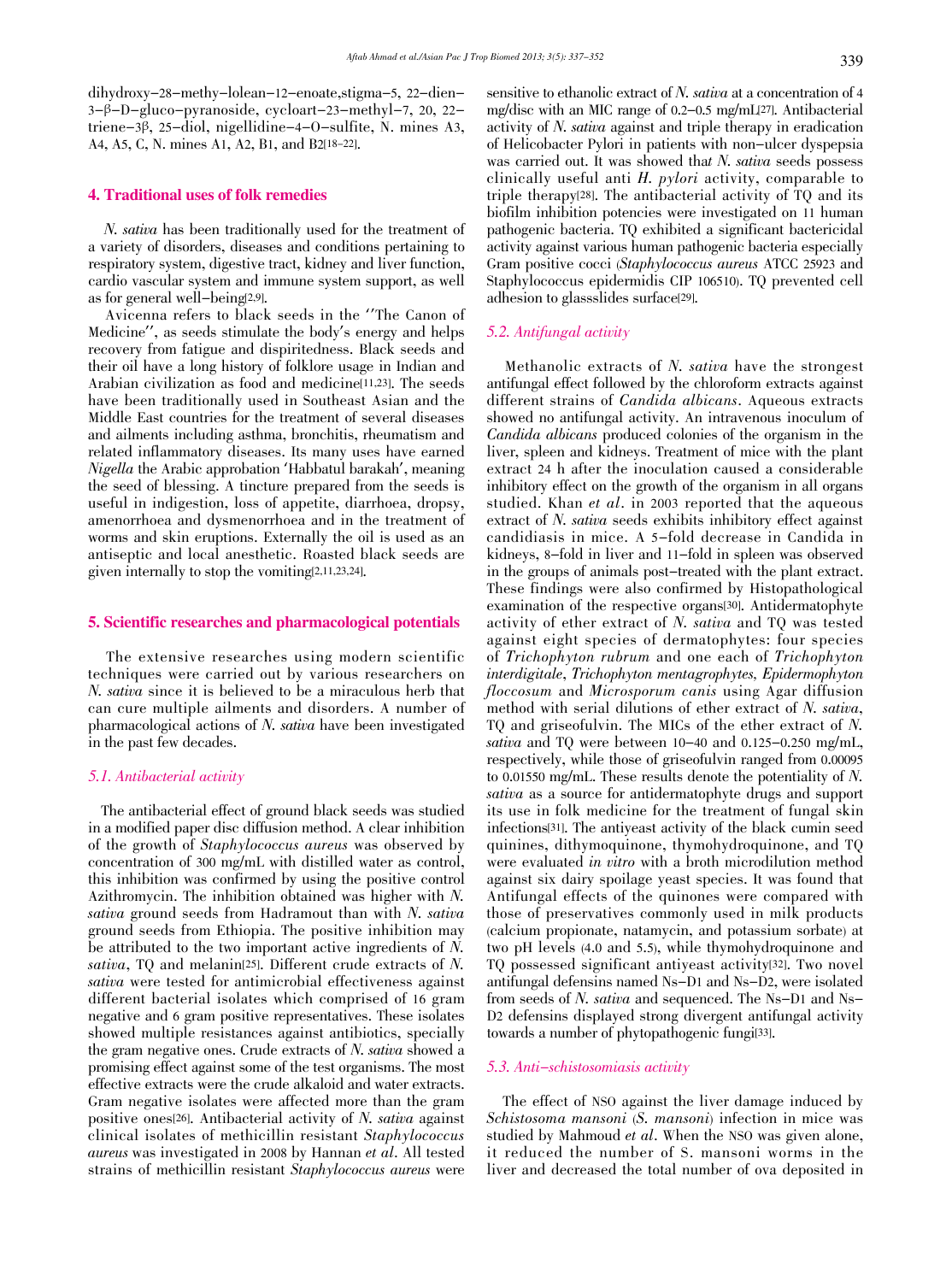dihydroxy-28-methy-lolean-12-enoate,stigma-5, 22-dien-3-β-D-gluco-pyranoside, cycloart-23-methyl-7, 20, 22-triene-3β, 25-diol, nigellidine-4-O-sulfite, N. mines A3, A4, A5, C, N. mines A1, A2, B1, and B2[18-22].

## 4. Traditional uses of folk remedies

*N. sativa* has been traditionally used for the treatment of a variety of disorders, diseases and conditions pertaining to respiratory system, digestive tract, kidney and liver function, cardio vascular system and immune system support, as well as for general well-being[2,9].

Avicenna refers to black seeds in the ''The Canon of Medicine'', as seeds stimulate the body's energy and helps recovery from fatigue and dispiritedness. Black seeds and their oil have a long history of folklore usage in Indian and Arabian civilization as food and medicine[11,23]. The seeds have been traditionally used in Southeast Asian and the Middle East countries for the treatment of several diseases and ailments including asthma, bronchitis, rheumatism and related inflammatory diseases. Its many uses have earned *Nigella* the Arabic approbation 'Habbatul barakah', meaning the seed of blessing. A tincture prepared from the seeds is useful in indigestion, loss of appetite, diarrhoea, dropsy, amenorrhoea and dysmenorrhoea and in the treatment of worms and skin eruptions. Externally the oil is used as an antiseptic and local anesthetic. Roasted black seeds are given internally to stop the vomiting[2,11,23,24].

## 5. Scientific researches and pharmacological potentials

The extensive researches using modern scientific techniques were carried out by various researchers on *N. sativa* since it is believed to be a miraculous herb that can cure multiple ailments and disorders. A number of pharmacological actions of *N. sativa* have been investigated in the past few decades.

### 5.1. Antibacterial activity

The antibacterial effect of ground black seeds was studied in a modified paper disc diffusion method. A clear inhibition of the growth of *Staphylococcus aureus* was observed by concentration of 300 mg/mL with distilled water as control, this inhibition was confirmed by using the positive control Azithromycin. The inhibition obtained was higher with *N. sativa* ground seeds from Hadramout than with *N. sativa* ground seeds from Ethiopia. The positive inhibition may be attributed to the two important active ingredients of *N. sativa*, TQ and melanin[25]. Different crude extracts of *N. sativa* were tested for antimicrobial effectiveness against different bacterial isolates which comprised of 16 gram negative and 6 gram positive representatives. These isolates showed multiple resistances against antibiotics, specially the gram negative ones. Crude extracts of *N. sativa* showed a promising effect against some of the test organisms. The most effective extracts were the crude alkaloid and water extracts. Gram negative isolates were affected more than the gram positive ones[26]. Antibacterial activity of *N. sativa* against clinical isolates of methicillin resistant *Staphylococcus aureus* was investigated in 2008 by Hannan *et al*. All tested strains of methicillin resistant *Staphylococcus aureus* were sensitive to ethanolic extract of *N. sativa* at a concentration of 4 mg/disc with an MIC range of 0.2-0.5 mg/mL[27]. Antibacterial activity of *N. sativa* against and triple therapy in eradication of Helicobacter Pylori in patients with non-ulcer dyspepsia was carried out. It was showed that *N. sativa* seeds possess clinically useful anti *H. pylori* activity, comparable to triple therapy[28]. The antibacterial activity of TQ and its biofilm inhibition potencies were investigated on 11 human pathogenic bacteria. TQ exhibited a significant bactericidal activity against various human pathogenic bacteria especially Gram positive cocci (*Staphylococcus aureus* ATCC 25923 and Staphylococcus epidermidis CIP 106510). TQ prevented cell adhesion to glassslides surface[29].

### 5.2. Antifungal activity

Methanolic extracts of *N. sativa* have the strongest antifungal effect followed by the chloroform extracts against different strains of *Candida albicans*. Aqueous extracts showed no antifungal activity. An intravenous inoculum of *Candida albicans* produced colonies of the organism in the liver, spleen and kidneys. Treatment of mice with the plant extract 24 h after the inoculation caused a considerable inhibitory effect on the growth of the organism in all organs studied. Khan *et al*. in 2003 reported that the aqueous extract of *N. sativa* seeds exhibits inhibitory effect against candidiasis in mice. A 5-fold decrease in Candida in kidneys, 8-fold in liver and 11-fold in spleen was observed in the groups of animals post-treated with the plant extract. These findings were also confirmed by Histopathological examination of the respective organs[30]. Antidermatophyte activity of ether extract of *N. sativa* and TQ was tested against eight species of dermatophytes: four species of *Trichophyton rubrum* and one each of *Trichophyton interdigitale*, *Trichophyton mentagrophytes*, *Epidermophyton floccosum* and *Microsporum canis* using Agar diffusion method with serial dilutions of ether extract of *N. sativa*, TQ and griseofulvin. The MICs of the ether extract of *N. sativa* and TQ were between 10-40 and 0.125-0.250 mg/mL, respectively, while those of griseofulvin ranged from 0.00095 to 0.01550 mg/mL. These results denote the potentiality of *N. sativa* as a source for antidermatophyte drugs and support its use in folk medicine for the treatment of fungal skin infections[31]. The antiyeast activity of the black cumin seed quinines, dithymoquinone, thymohydroquinone, and TQ were evaluated *in vitro* with a broth microdilution method against six dairy spoilage yeast species. It was found that Antifungal effects of the quinones were compared with those of preservatives commonly used in milk products (calcium propionate, natamycin, and potassium sorbate) at two pH levels (4.0 and 5.5), while thymohydroquinone and TQ possessed significant antiyeast activity[32]. Two novel antifungal defensins named Ns-D1 and Ns-D2, were isolated from seeds of *N. sativa* and sequenced. The Ns-D1 and Ns-D2 defensins displayed strong divergent antifungal activity towards a number of phytopathogenic fungi[33].

### 5.3. Anti-schistosomiasis activity

The effect of NSO against the liver damage induced by *Schistosoma mansoni* (*S. mansoni*) infection in mice was studied by Mahmoud *et al*. When the NSO was given alone, it reduced the number of S. mansoni worms in the liver and decreased the total number of ova deposited in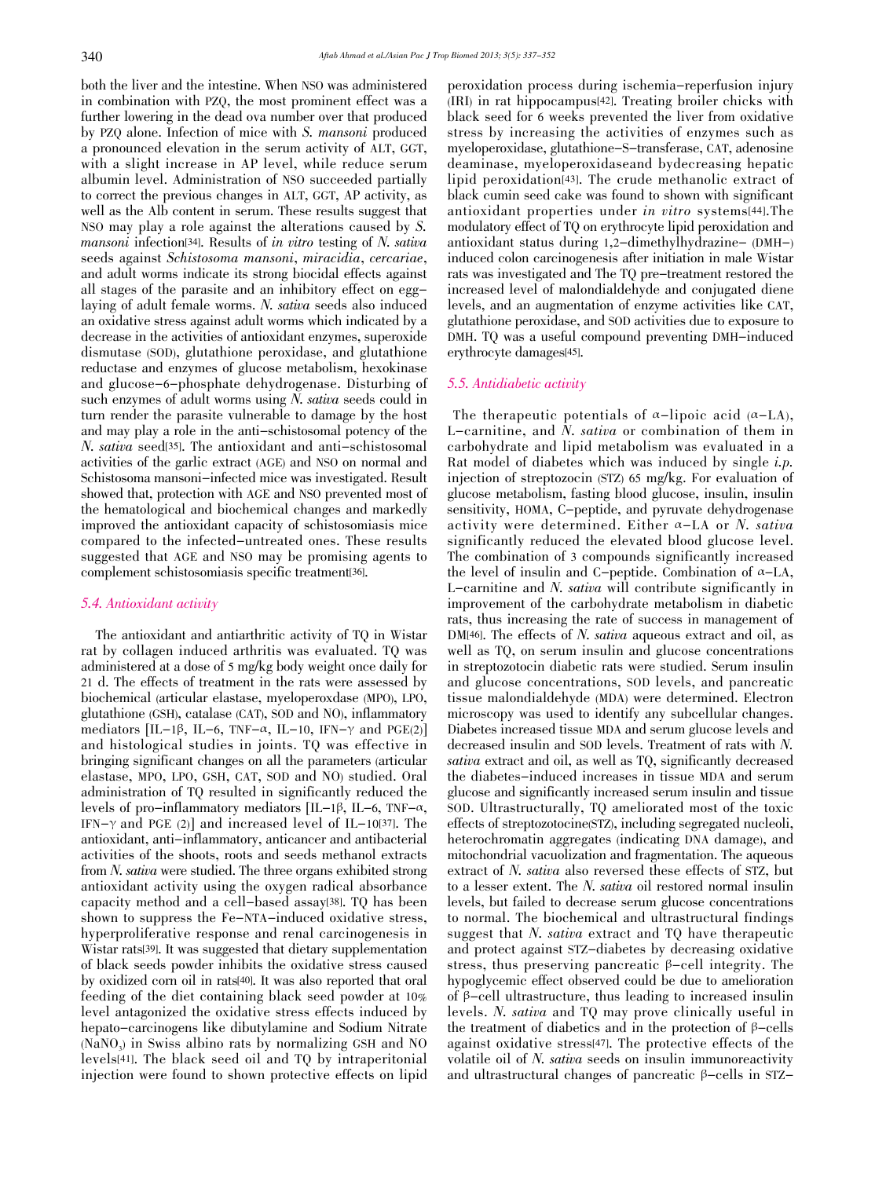both the liver and the intestine. When NSO was administered in combination with PZQ, the most prominent effect was a further lowering in the dead ova number over that produced by PZQ alone. Infection of mice with *S. mansoni* produced a pronounced elevation in the serum activity of ALT, GGT, with a slight increase in AP level, while reduce serum albumin level. Administration of NSO succeeded partially to correct the previous changes in ALT, GGT, AP activity, as well as the Alb content in serum. These results suggest that NSO may play a role against the alterations caused by *S. mansoni* infection[34]. Results of *in vitro* testing of *N. sativa* seeds against *Schistosoma mansoni*, *miracidia*, *cercariae*, and adult worms indicate its strong biocidal effects against all stages of the parasite and an inhibitory effect on egg-laying of adult female worms. *N. sativa* seeds also induced an oxidative stress against adult worms which indicated by a decrease in the activities of antioxidant enzymes, superoxide dismutase (SOD), glutathione peroxidase, and glutathione reductase and enzymes of glucose metabolism, hexokinase and glucose-6-phosphate dehydrogenase. Disturbing of such enzymes of adult worms using *N. sativa* seeds could in turn render the parasite vulnerable to damage by the host and may play a role in the anti-schistosomal potency of the *N. sativa* seed[35]. The antioxidant and anti-schistosomal activities of the garlic extract (AGE) and NSO on normal and Schistosoma mansoni-infected mice was investigated. Result showed that, protection with AGE and NSO prevented most of the hematological and biochemical changes and markedly improved the antioxidant capacity of schistosomiasis mice compared to the infected-untreated ones. These results suggested that AGE and NSO may be promising agents to complement schistosomiasis specific treatment[36].

### 5.4. Antioxidant activity

The antioxidant and antiarthritic activity of TQ in Wistar rat by collagen induced arthritis was evaluated. TQ was administered at a dose of 5 mg/kg body weight once daily for 21 d. The effects of treatment in the rats were assessed by biochemical (articular elastase, myeloperoxdase (MPO), LPO, glutathione (GSH), catalase (CAT), SOD and NO), inflammatory mediators [IL-1β, IL-6, TNF-α, IL-10, IFN-γ and PGE(2)] and histological studies in joints. TQ was effective in bringing significant changes on all the parameters (articular elastase, MPO, LPO, GSH, CAT, SOD and NO) studied. Oral administration of TQ resulted in significantly reduced the levels of pro-inflammatory mediators [IL-1β, IL-6, TNF-α, IFN-γ and PGE (2)] and increased level of IL-10[37]. The antioxidant, anti-inflammatory, anticancer and antibacterial activities of the shoots, roots and seeds methanol extracts from *N. sativa* were studied. The three organs exhibited strong antioxidant activity using the oxygen radical absorbance capacity method and a cell-based assay[38]. TQ has been shown to suppress the Fe-NTA-induced oxidative stress, hyperproliferative response and renal carcinogenesis in Wistar rats[39]. It was suggested that dietary supplementation of black seeds powder inhibits the oxidative stress caused by oxidized corn oil in rats[40]. It was also reported that oral feeding of the diet containing black seed powder at 10% level antagonized the oxidative stress effects induced by hepato-carcinogens like dibutylamine and Sodium Nitrate ($NaNO_3$) in Swiss albino rats by normalizing GSH and NO levels[41]. The black seed oil and TQ by intraperitonial injection were found to shown protective effects on lipid peroxidation process during ischemia-reperfusion injury (IRI) in rat hippocampus[42]. Treating broiler chicks with black seed for 6 weeks prevented the liver from oxidative stress by increasing the activities of enzymes such as myeloperoxidase, glutathione-S-transferase, CAT, adenosine deaminase, myeloperoxidaseand bydecreasing hepatic lipid peroxidation[43]. The crude methanolic extract of black cumin seed cake was found to shown with significant antioxidant properties under *in vitro* systems[44].The modulatory effect of TQ on erythrocyte lipid peroxidation and antioxidant status during 1,2-dimethylhydrazine- (DMH-) induced colon carcinogenesis after initiation in male Wistar rats was investigated and The TQ pre-treatment restored the increased level of malondialdehyde and conjugated diene levels, and an augmentation of enzyme activities like CAT, glutathione peroxidase, and SOD activities due to exposure to DMH. TQ was a useful compound preventing DMH-induced erythrocyte damages[45].

### 5.5. Antidiabetic activity

The therapeutic potentials of α-lipoic acid (α-LA), L-carnitine, and *N. sativa* or combination of them in carbohydrate and lipid metabolism was evaluated in a Rat model of diabetes which was induced by single *i.p.* injection of streptozocin (STZ) 65 mg/kg. For evaluation of glucose metabolism, fasting blood glucose, insulin, insulin sensitivity, HOMA, C-peptide, and pyruvate dehydrogenase activity were determined. Either α-LA or *N. sativa* significantly reduced the elevated blood glucose level. The combination of 3 compounds significantly increased the level of insulin and C-peptide. Combination of α-LA, L-carnitine and *N. sativa* will contribute significantly in improvement of the carbohydrate metabolism in diabetic rats, thus increasing the rate of success in management of DM[46]. The effects of *N. sativa* aqueous extract and oil, as well as TQ, on serum insulin and glucose concentrations in streptozotocin diabetic rats were studied. Serum insulin and glucose concentrations, SOD levels, and pancreatic tissue malondialdehyde (MDA) were determined. Electron microscopy was used to identify any subcellular changes. Diabetes increased tissue MDA and serum glucose levels and decreased insulin and SOD levels. Treatment of rats with *N. sativa* extract and oil, as well as TQ, significantly decreased the diabetes-induced increases in tissue MDA and serum glucose and significantly increased serum insulin and tissue SOD. Ultrastructurally, TQ ameliorated most of the toxic effects of streptozotocine(STZ), including segregated nucleoli, heterochromatin aggregates (indicating DNA damage), and mitochondrial vacuolization and fragmentation. The aqueous extract of *N. sativa* also reversed these effects of STZ, but to a lesser extent. The *N. sativa* oil restored normal insulin levels, but failed to decrease serum glucose concentrations to normal. The biochemical and ultrastructural findings suggest that *N. sativa* extract and TQ have therapeutic and protect against STZ-diabetes by decreasing oxidative stress, thus preserving pancreatic β-cell integrity. The hypoglycemic effect observed could be due to amelioration of β-cell ultrastructure, thus leading to increased insulin levels. *N. sativa* and TQ may prove clinically useful in the treatment of diabetics and in the protection of β-cells against oxidative stress[47]. The protective effects of the volatile oil of *N. sativa* seeds on insulin immunoreactivity and ultrastructural changes of pancreatic β-cells in STZ-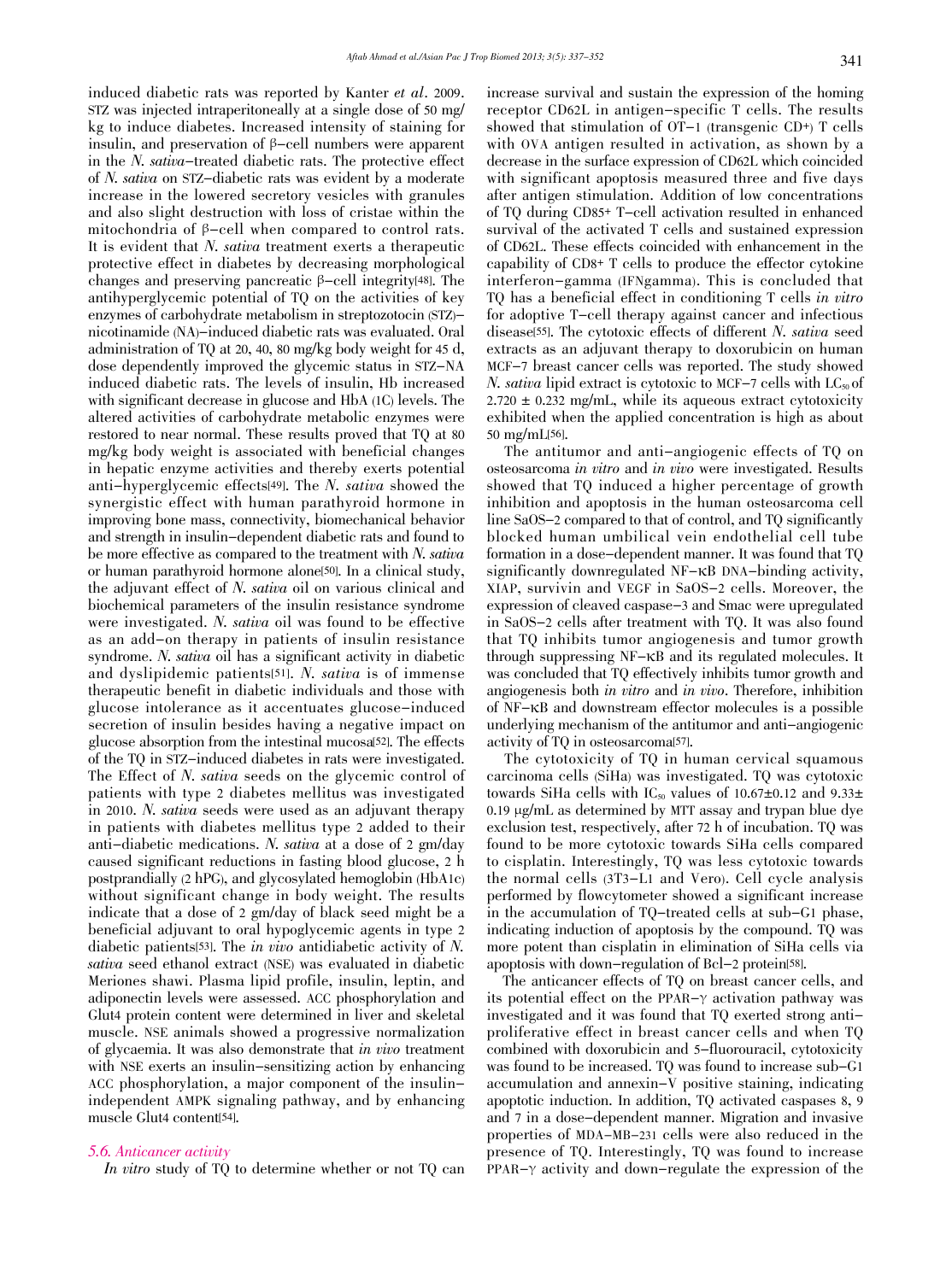induced diabetic rats was reported by Kanter *et al*. 2009. STZ was injected intraperitoneally at a single dose of 50 mg/kg to induce diabetes. Increased intensity of staining for insulin, and preservation of β-cell numbers were apparent in the *N. sativa*-treated diabetic rats. The protective effect of *N. sativa* on STZ-diabetic rats was evident by a moderate increase in the lowered secretory vesicles with granules and also slight destruction with loss of cristae within the mitochondria of β-cell when compared to control rats. It is evident that *N. sativa* treatment exerts a therapeutic protective effect in diabetes by decreasing morphological changes and preserving pancreatic β-cell integrity[48]. The antihyperglycemic potential of TQ on the activities of key enzymes of carbohydrate metabolism in streptozotocin (STZ)-nicotinamide (NA)-induced diabetic rats was evaluated. Oral administration of TQ at 20, 40, 80 mg/kg body weight for 45 d, dose dependently improved the glycemic status in STZ-NA induced diabetic rats. The levels of insulin, Hb increased with significant decrease in glucose and HbA (1C) levels. The altered activities of carbohydrate metabolic enzymes were restored to near normal. These results proved that TQ at 80 mg/kg body weight is associated with beneficial changes in hepatic enzyme activities and thereby exerts potential anti-hyperglycemic effects[49]. The *N. sativa* showed the synergistic effect with human parathyroid hormone in improving bone mass, connectivity, biomechanical behavior and strength in insulin-dependent diabetic rats and found to be more effective as compared to the treatment with *N. sativa* or human parathyroid hormone alone[50]. In a clinical study, the adjuvant effect of *N. sativa* oil on various clinical and biochemical parameters of the insulin resistance syndrome were investigated. *N. sativa* oil was found to be effective as an add-on therapy in patients of insulin resistance syndrome. *N. sativa* oil has a significant activity in diabetic and dyslipidemic patients[51]. *N. sativa* is of immense therapeutic benefit in diabetic individuals and those with glucose intolerance as it accentuates glucose-induced secretion of insulin besides having a negative impact on glucose absorption from the intestinal mucosa[52]. The effects of the TQ in STZ-induced diabetes in rats were investigated. The Effect of *N. sativa* seeds on the glycemic control of patients with type 2 diabetes mellitus was investigated in 2010. *N. sativa* seeds were used as an adjuvant therapy in patients with diabetes mellitus type 2 added to their anti-diabetic medications. *N. sativa* at a dose of 2 gm/day caused significant reductions in fasting blood glucose, 2 h postprandially (2 hPG), and glycosylated hemoglobin (HbA1c) without significant change in body weight. The results indicate that a dose of 2 gm/day of black seed might be a beneficial adjuvant to oral hypoglycemic agents in type 2 diabetic patients[53]. The *in vivo* antidiabetic activity of *N. sativa* seed ethanol extract (NSE) was evaluated in diabetic Meriones shawi. Plasma lipid profile, insulin, leptin, and adiponectin levels were assessed. ACC phosphorylation and Glut4 protein content were determined in liver and skeletal muscle. NSE animals showed a progressive normalization of glycaemia. It was also demonstrate that *in vivo* treatment with NSE exerts an insulin-sensitizing action by enhancing ACC phosphorylation, a major component of the insulin-independent AMPK signaling pathway, and by enhancing muscle Glut4 content[54].

### 5.6. Anticancer activity

*In vitro* study of TQ to determine whether or not TQ can increase survival and sustain the expression of the homing receptor CD62L in antigen-specific T cells. The results showed that stimulation of OT-1 (transgenic CD+) T cells with OVA antigen resulted in activation, as shown by a decrease in the surface expression of CD62L which coincided with significant apoptosis measured three and five days after antigen stimulation. Addition of low concentrations of TQ during CD85+ T-cell activation resulted in enhanced survival of the activated T cells and sustained expression of CD62L. These effects coincided with enhancement in the capability of CD8+ T cells to produce the effector cytokine interferon-gamma (IFNgamma). This is concluded that TQ has a beneficial effect in conditioning T cells *in vitro* for adoptive T-cell therapy against cancer and infectious disease[55]. The cytotoxic effects of different *N. sativa* seed extracts as an adjuvant therapy to doxorubicin on human MCF-7 breast cancer cells was reported. The study showed *N. sativa* lipid extract is cytotoxic to MCF-7 cells with $LC_{50}$ of $2.720 \pm 0.232$ mg/mL, while its aqueous extract cytotoxicity exhibited when the applied concentration is high as about 50 mg/mL[56].

The antitumor and anti-angiogenic effects of TQ on osteosarcoma *in vitro* and *in vivo* were investigated. Results showed that TQ induced a higher percentage of growth inhibition and apoptosis in the human osteosarcoma cell line SaOS-2 compared to that of control, and TQ significantly blocked human umbilical vein endothelial cell tube formation in a dose-dependent manner. It was found that TQ significantly downregulated NF-κB DNA-binding activity, XIAP, survivin and VEGF in SaOS-2 cells. Moreover, the expression of cleaved caspase-3 and Smac were upregulated in SaOS-2 cells after treatment with TQ. It was also found that TQ inhibits tumor angiogenesis and tumor growth through suppressing NF-κB and its regulated molecules. It was concluded that TQ effectively inhibits tumor growth and angiogenesis both *in vitro* and *in vivo*. Therefore, inhibition of NF-κB and downstream effector molecules is a possible underlying mechanism of the antitumor and anti-angiogenic activity of TQ in osteosarcoma[57].

The cytotoxicity of TQ in human cervical squamous carcinoma cells (SiHa) was investigated. TQ was cytotoxic towards SiHa cells with $IC_{50}$ values of $10.67 \pm 0.12$ and $9.33 \pm 0.19$ μg/mL as determined by MTT assay and trypan blue dye exclusion test, respectively, after 72 h of incubation. TQ was found to be more cytotoxic towards SiHa cells compared to cisplatin. Interestingly, TQ was less cytotoxic towards the normal cells (3T3-L1 and Vero). Cell cycle analysis performed by flowcytometer showed a significant increase in the accumulation of TQ-treated cells at sub-G1 phase, indicating induction of apoptosis by the compound. TQ was more potent than cisplatin in elimination of SiHa cells via apoptosis with down-regulation of Bcl-2 protein[58].

The anticancer effects of TQ on breast cancer cells, and its potential effect on the PPAR-γ activation pathway was investigated and it was found that TQ exerted strong anti-proliferative effect in breast cancer cells and when TQ combined with doxorubicin and 5-fluorouracil, cytotoxicity was found to be increased. TQ was found to increase sub-G1 accumulation and annexin-V positive staining, indicating apoptotic induction. In addition, TQ activated caspases 8, 9 and 7 in a dose-dependent manner. Migration and invasive properties of MDA-MB-231 cells were also reduced in the presence of TQ. Interestingly, TQ was found to increase PPAR-γ activity and down-regulate the expression of the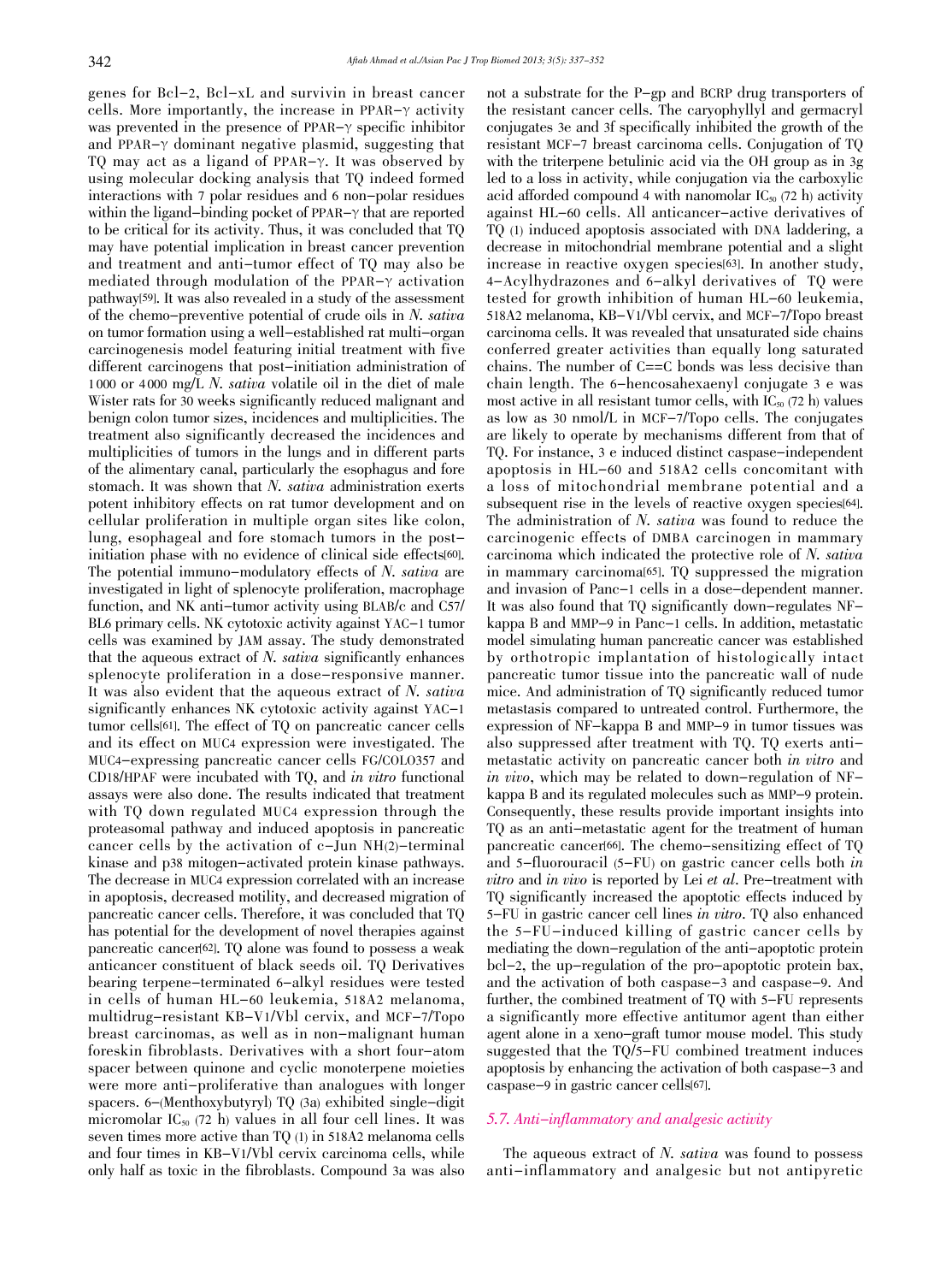genes for Bcl-2, Bcl-xL and survivin in breast cancer cells. More importantly, the increase in PPAR-γ activity was prevented in the presence of PPAR-γ specific inhibitor and PPAR-γ dominant negative plasmid, suggesting that TQ may act as a ligand of PPAR-γ. It was observed by using molecular docking analysis that TQ indeed formed interactions with 7 polar residues and 6 non-polar residues within the ligand-binding pocket of PPAR-γ that are reported to be critical for its activity. Thus, it was concluded that TQ may have potential implication in breast cancer prevention and treatment and anti-tumor effect of TQ may also be mediated through modulation of the PPAR-γ activation pathway[59]. It was also revealed in a study of the assessment of the chemo-preventive potential of crude oils in *N. sativa* on tumor formation using a well-established rat multi-organ carcinogenesis model featuring initial treatment with five different carcinogens that post-initiation administration of 1 000 or 4 000 mg/L *N. sativa* volatile oil in the diet of male Wister rats for 30 weeks significantly reduced malignant and benign colon tumor sizes, incidences and multiplicities. The treatment also significantly decreased the incidences and multiplicities of tumors in the lungs and in different parts of the alimentary canal, particularly the esophagus and fore stomach. It was shown that *N. sativa* administration exerts potent inhibitory effects on rat tumor development and on cellular proliferation in multiple organ sites like colon, lung, esophageal and fore stomach tumors in the post-initiation phase with no evidence of clinical side effects[60]. The potential immuno-modulatory effects of *N. sativa* are investigated in light of splenocyte proliferation, macrophage function, and NK anti-tumor activity using BLAB/c and C57/BL6 primary cells. NK cytotoxic activity against YAC-1 tumor cells was examined by JAM assay. The study demonstrated that the aqueous extract of *N. sativa* significantly enhances splenocyte proliferation in a dose-responsive manner. It was also evident that the aqueous extract of *N. sativa* significantly enhances NK cytotoxic activity against YAC-1 tumor cells[61]. The effect of TQ on pancreatic cancer cells and its effect on MUC4 expression were investigated. The MUC4-expressing pancreatic cancer cells FG/COLO357 and CD18/HPAF were incubated with TQ, and *in vitro* functional assays were also done. The results indicated that treatment with TQ down regulated MUC4 expression through the proteasomal pathway and induced apoptosis in pancreatic cancer cells by the activation of c-Jun $NH_{(2)}$-terminal kinase and p38 mitogen-activated protein kinase pathways. The decrease in MUC4 expression correlated with an increase in apoptosis, decreased motility, and decreased migration of pancreatic cancer cells. Therefore, it was concluded that TQ has potential for the development of novel therapies against pancreatic cancer[62]. TQ alone was found to possess a weak anticancer constituent of black seeds oil. TQ Derivatives bearing terpene-terminated 6-alkyl residues were tested in cells of human HL-60 leukemia, 518A2 melanoma, multidrug-resistant KB-V1/Vbl cervix, and MCF-7/Topo breast carcinomas, as well as in non-malignant human foreskin fibroblasts. Derivatives with a short four-atom spacer between quinone and cyclic monoterpene moieties were more anti-proliferative than analogues with longer spacers. 6-(Menthoxybutyryl) TQ (3a) exhibited single-digit micromolar $IC_{50}$ (72 h) values in all four cell lines. It was seven times more active than TQ (1) in 518A2 melanoma cells and four times in KB-V1/Vbl cervix carcinoma cells, while only half as toxic in the fibroblasts. Compound 3a was also not a substrate for the P-gp and BCRP drug transporters of the resistant cancer cells. The caryophyllyl and germacryl conjugates 3e and 3f specifically inhibited the growth of the resistant MCF-7 breast carcinoma cells. Conjugation of TQ with the triterpene betulinic acid via the OH group as in 3g led to a loss in activity, while conjugation via the carboxylic acid afforded compound 4 with nanomolar $IC_{50}$ (72 h) activity against HL-60 cells. All anticancer-active derivatives of TQ (1) induced apoptosis associated with DNA laddering, a decrease in mitochondrial membrane potential and a slight increase in reactive oxygen species[63]. In another study, 4-Acylhydrazones and 6-alkyl derivatives of TQ were tested for growth inhibition of human HL-60 leukemia, 518A2 melanoma, KB-V1/Vbl cervix, and MCF-7/Topo breast carcinoma cells. It was revealed that unsaturated side chains conferred greater activities than equally long saturated chains. The number of C==C bonds was less decisive than chain length. The 6-hencosahexaenyl conjugate 3 e was most active in all resistant tumor cells, with $IC_{50}$ (72 h) values as low as 30 nmol/L in MCF-7/Topo cells. The conjugates are likely to operate by mechanisms different from that of TQ. For instance, 3 e induced distinct caspase-independent apoptosis in HL-60 and 518A2 cells concomitant with a loss of mitochondrial membrane potential and a subsequent rise in the levels of reactive oxygen species[64]. The administration of *N. sativa* was found to reduce the carcinogenic effects of DMBA carcinogen in mammary carcinoma which indicated the protective role of *N. sativa* in mammary carcinoma[65]. TQ suppressed the migration and invasion of Panc-1 cells in a dose-dependent manner. It was also found that TQ significantly down-regulates NF-kappa B and MMP-9 in Panc-1 cells. In addition, metastatic model simulating human pancreatic cancer was established by orthotropic implantation of histologically intact pancreatic tumor tissue into the pancreatic wall of nude mice. And administration of TQ significantly reduced tumor metastasis compared to untreated control. Furthermore, the expression of NF-kappa B and MMP-9 in tumor tissues was also suppressed after treatment with TQ. TQ exerts anti-metastatic activity on pancreatic cancer both *in vitro* and *in vivo*, which may be related to down-regulation of NF-kappa B and its regulated molecules such as MMP-9 protein. Consequently, these results provide important insights into TQ as an anti-metastatic agent for the treatment of human pancreatic cancer[66]. The chemo-sensitizing effect of TQ and 5-fluorouracil (5-FU) on gastric cancer cells both *in vitro* and *in vivo* is reported by Lei *et al*. Pre-treatment with TQ significantly increased the apoptotic effects induced by 5-FU in gastric cancer cell lines *in vitro*. TQ also enhanced the 5-FU-induced killing of gastric cancer cells by mediating the down-regulation of the anti-apoptotic protein bcl-2, the up-regulation of the pro-apoptotic protein bax, and the activation of both caspase-3 and caspase-9. And further, the combined treatment of TQ with 5-FU represents a significantly more effective antitumor agent than either agent alone in a xeno-graft tumor mouse model. This study suggested that the TQ/5-FU combined treatment induces apoptosis by enhancing the activation of both caspase-3 and caspase-9 in gastric cancer cells[67].

### 5.7. Anti-inflammatory and analgesic activity

The aqueous extract of *N. sativa* was found to possess anti-inflammatory and analgesic but not antipyretic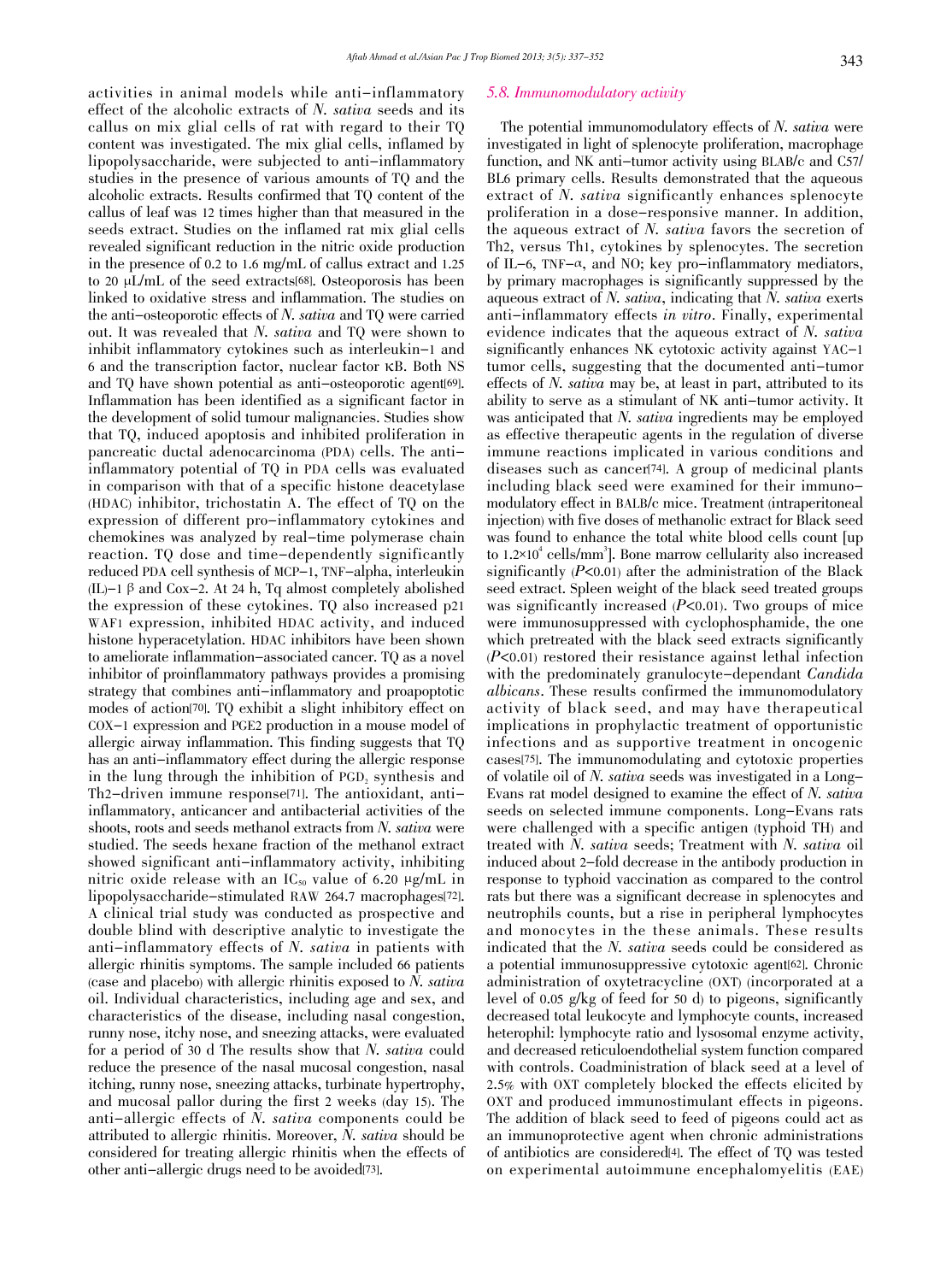activities in animal models while anti-inflammatory effect of the alcoholic extracts of *N. sativa* seeds and its callus on mix glial cells of rat with regard to their TQ content was investigated. The mix glial cells, inflamed by lipopolysaccharide, were subjected to anti-inflammatory studies in the presence of various amounts of TQ and the alcoholic extracts. Results confirmed that TQ content of the callus of leaf was 12 times higher than that measured in the seeds extract. Studies on the inflamed rat mix glial cells revealed significant reduction in the nitric oxide production in the presence of 0.2 to 1.6 mg/mL of callus extract and 1.25 to 20 μL/mL of the seed extracts[68]. Osteoporosis has been linked to oxidative stress and inflammation. The studies on the anti-osteoporotic effects of *N. sativa* and TQ were carried out. It was revealed that *N. sativa* and TQ were shown to inhibit inflammatory cytokines such as interleukin-1 and 6 and the transcription factor, nuclear factor κB. Both NS and TQ have shown potential as anti-osteoporotic agent[69]. Inflammation has been identified as a significant factor in the development of solid tumour malignancies. Studies show that TQ, induced apoptosis and inhibited proliferation in pancreatic ductal adenocarcinoma (PDA) cells. The anti-inflammatory potential of TQ in PDA cells was evaluated in comparison with that of a specific histone deacetylase (HDAC) inhibitor, trichostatin A. The effect of TQ on the expression of different pro-inflammatory cytokines and chemokines was analyzed by real-time polymerase chain reaction. TQ dose and time-dependently significantly reduced PDA cell synthesis of MCP-1, TNF-alpha, interleukin (IL)-1 β and Cox-2. At 24 h, Tq almost completely abolished the expression of these cytokines. TQ also increased p21 WAF1 expression, inhibited HDAC activity, and induced histone hyperacetylation. HDAC inhibitors have been shown to ameliorate inflammation-associated cancer. TQ as a novel inhibitor of proinflammatory pathways provides a promising strategy that combines anti-inflammatory and proapoptotic modes of action[70]. TQ exhibit a slight inhibitory effect on COX-1 expression and PGE2 production in a mouse model of allergic airway inflammation. This finding suggests that TQ has an anti-inflammatory effect during the allergic response in the lung through the inhibition of $PGD_2$ synthesis and Th2-driven immune response[71]. The antioxidant, anti-inflammatory, anticancer and antibacterial activities of the shoots, roots and seeds methanol extracts from *N. sativa* were studied. The seeds hexane fraction of the methanol extract showed significant anti-inflammatory activity, inhibiting nitric oxide release with an $IC_{50}$ value of 6.20 μg/mL in lipopolysaccharide-stimulated RAW 264.7 macrophages[72]. A clinical trial study was conducted as prospective and double blind with descriptive analytic to investigate the anti-inflammatory effects of *N. sativa* in patients with allergic rhinitis symptoms. The sample included 66 patients (case and placebo) with allergic rhinitis exposed to *N. sativa* oil. Individual characteristics, including age and sex, and characteristics of the disease, including nasal congestion, runny nose, itchy nose, and sneezing attacks, were evaluated for a period of 30 d The results show that *N. sativa* could reduce the presence of the nasal mucosal congestion, nasal itching, runny nose, sneezing attacks, turbinate hypertrophy, and mucosal pallor during the first 2 weeks (day 15). The anti-allergic effects of *N. sativa* components could be attributed to allergic rhinitis. Moreover, *N. sativa* should be considered for treating allergic rhinitis when the effects of other anti-allergic drugs need to be avoided[73].

### 5.8. Immunomodulatory activity

The potential immunomodulatory effects of *N. sativa* were investigated in light of splenocyte proliferation, macrophage function, and NK anti-tumor activity using BLAB/c and C57/BL6 primary cells. Results demonstrated that the aqueous extract of *N. sativa* significantly enhances splenocyte proliferation in a dose-responsive manner. In addition, the aqueous extract of *N. sativa* favors the secretion of Th2, versus Th1, cytokines by splenocytes. The secretion of IL-6, TNF-α, and NO; key pro-inflammatory mediators, by primary macrophages is significantly suppressed by the aqueous extract of *N. sativa*, indicating that *N. sativa* exerts anti-inflammatory effects *in vitro*. Finally, experimental evidence indicates that the aqueous extract of *N. sativa* significantly enhances NK cytotoxic activity against YAC-1 tumor cells, suggesting that the documented anti-tumor effects of *N. sativa* may be, at least in part, attributed to its ability to serve as a stimulant of NK anti-tumor activity. It was anticipated that *N. sativa* ingredients may be employed as effective therapeutic agents in the regulation of diverse immune reactions implicated in various conditions and diseases such as cancer[74]. A group of medicinal plants including black seed were examined for their immunomodulatory effect in BALB/c mice. Treatment (intraperitoneal injection) with five doses of methanolic extract for Black seed was found to enhance the total white blood cells count [up to $1.2\times10^4$ cells/mm$^3$]. Bone marrow cellularity also increased significantly ($P<0.01$) after the administration of the Black seed extract. Spleen weight of the black seed treated groups was significantly increased ($P<0.01$). Two groups of mice were immunosuppressed with cyclophosphamide, the one which pretreated with the black seed extracts significantly ($P<0.01$) restored their resistance against lethal infection with the predominately granulocyte-dependant *Candida albicans*. These results confirmed the immunomodulatory activity of black seed, and may have therapeutical implications in prophylactic treatment of opportunistic infections and as supportive treatment in oncogenic cases[75]. The immunomodulating and cytotoxic properties of volatile oil of *N. sativa* seeds was investigated in a Long-Evans rat model designed to examine the effect of *N. sativa* seeds on selected immune components. Long-Evans rats were challenged with a specific antigen (typhoid TH) and treated with *N. sativa* seeds; Treatment with *N. sativa* oil induced about 2-fold decrease in the antibody production in response to typhoid vaccination as compared to the control rats but there was a significant decrease in splenocytes and neutrophils counts, but a rise in peripheral lymphocytes and monocytes in the these animals. These results indicated that the *N. sativa* seeds could be considered as a potential immunosuppressive cytotoxic agent[62]. Chronic administration of oxytetracycline (OXT) (incorporated at a level of 0.05 g/kg of feed for 50 d) to pigeons, significantly decreased total leukocyte and lymphocyte counts, increased heterophil: lymphocyte ratio and lysosomal enzyme activity, and decreased reticuloendothelial system function compared with controls. Coadministration of black seed at a level of 2.5% with OXT completely blocked the effects elicited by OXT and produced immunostimulant effects in pigeons. The addition of black seed to feed of pigeons could act as an immunoprotective agent when chronic administrations of antibiotics are considered[4]. The effect of TQ was tested on experimental autoimmune encephalomyelitis (EAE)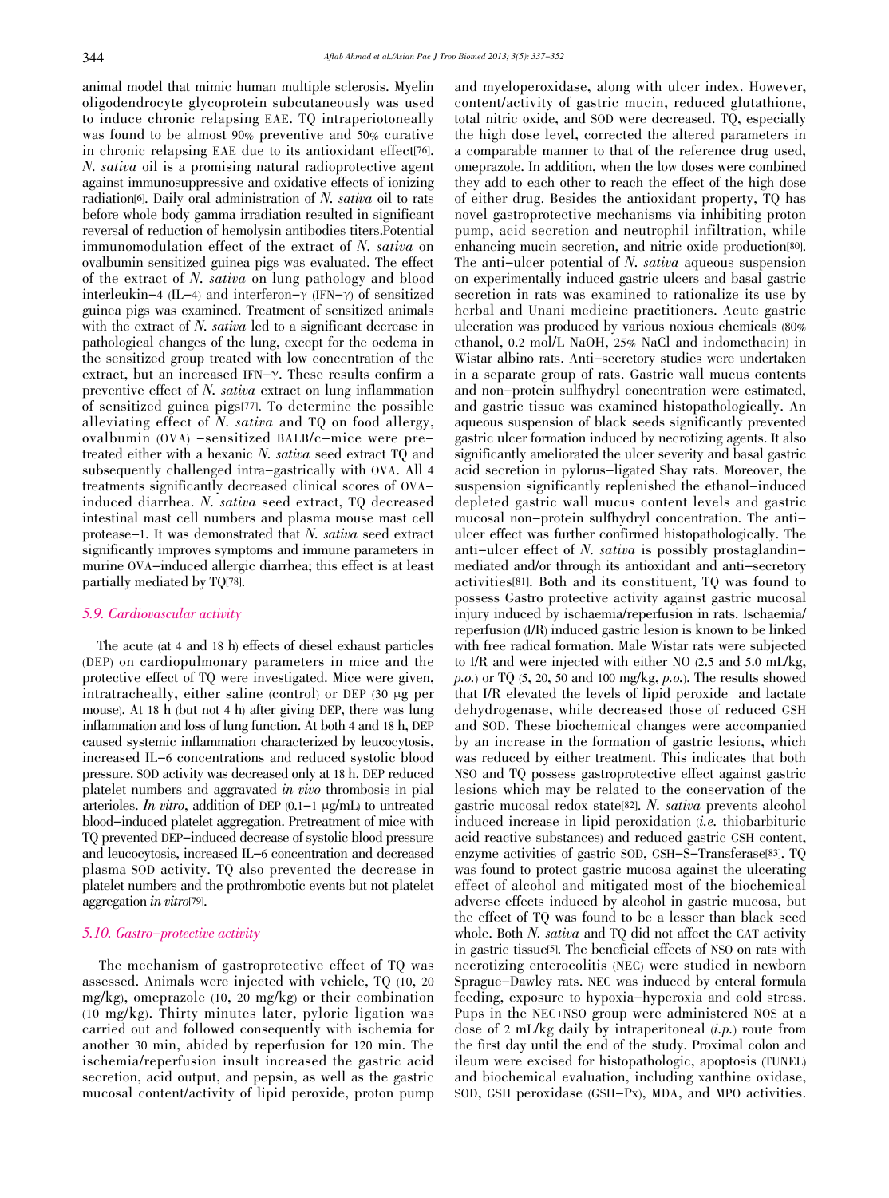animal model that mimic human multiple sclerosis. Myelin oligodendrocyte glycoprotein subcutaneously was used to induce chronic relapsing EAE. TQ intraperitoneally was found to be almost 90% preventive and 50% curative in chronic relapsing EAE due to its antioxidant effect[76]. *N. sativa* oil is a promising natural radioprotective agent against immunosuppressive and oxidative effects of ionizing radiation[6]. Daily oral administration of *N. sativa* oil to rats before whole body gamma irradiation resulted in significant reversal of reduction of hemolysin antibodies titers.Potential immunomodulation effect of the extract of *N. sativa* on ovalbumin sensitized guinea pigs was evaluated. The effect of the extract of *N. sativa* on lung pathology and blood interleukin-4 (IL-4) and interferon-γ (IFN-γ) of sensitized guinea pigs was examined. Treatment of sensitized animals with the extract of *N. sativa* led to a significant decrease in pathological changes of the lung, except for the oedema in the sensitized group treated with low concentration of the extract, but an increased IFN-γ. These results confirm a preventive effect of *N. sativa* extract on lung inflammation of sensitized guinea pigs[77]. To determine the possible alleviating effect of *N. sativa* and TQ on food allergy, ovalbumin (OVA) -sensitized BALB/c-mice were pre-treated either with a hexanic *N. sativa* seed extract TQ and subsequently challenged intra-gastrically with OVA. All 4 treatments significantly decreased clinical scores of OVA-induced diarrhea. *N. sativa* seed extract, TQ decreased intestinal mast cell numbers and plasma mouse mast cell protease-1. It was demonstrated that *N. sativa* seed extract significantly improves symptoms and immune parameters in murine OVA-induced allergic diarrhea; this effect is at least partially mediated by TQ[78].

### 5.9. Cardiovascular activity

The acute (at 4 and 18 h) effects of diesel exhaust particles (DEP) on cardiopulmonary parameters in mice and the protective effect of TQ were investigated. Mice were given, intratracheally, either saline (control) or DEP (30 μg per mouse). At 18 h (but not 4 h) after giving DEP, there was lung inflammation and loss of lung function. At both 4 and 18 h, DEP caused systemic inflammation characterized by leucocytosis, increased IL-6 concentrations and reduced systolic blood pressure. SOD activity was decreased only at 18 h. DEP reduced platelet numbers and aggravated *in vivo* thrombosis in pial arterioles. *In vitro*, addition of DEP (0.1-1 μg/mL) to untreated blood-induced platelet aggregation. Pretreatment of mice with TQ prevented DEP-induced decrease of systolic blood pressure and leucocytosis, increased IL-6 concentration and decreased plasma SOD activity. TQ also prevented the decrease in platelet numbers and the prothrombotic events but not platelet aggregation *in vitro*[79].

### 5.10. Gastro-protective activity

The mechanism of gastroprotective effect of TQ was assessed. Animals were injected with vehicle, TQ (10, 20 mg/kg), omeprazole (10, 20 mg/kg) or their combination (10 mg/kg). Thirty minutes later, pyloric ligation was carried out and followed consequently with ischemia for another 30 min, abided by reperfusion for 120 min. The ischemia/reperfusion insult increased the gastric acid secretion, acid output, and pepsin, as well as the gastric mucosal content/activity of lipid peroxide, proton pump and myeloperoxidase, along with ulcer index. However, content/activity of gastric mucin, reduced glutathione, total nitric oxide, and SOD were decreased. TQ, especially the high dose level, corrected the altered parameters in a comparable manner to that of the reference drug used, omeprazole. In addition, when the low doses were combined they add to each other to reach the effect of the high dose of either drug. Besides the antioxidant property, TQ has novel gastroprotective mechanisms via inhibiting proton pump, acid secretion and neutrophil infiltration, while enhancing mucin secretion, and nitric oxide production[80]. The anti-ulcer potential of *N. sativa* aqueous suspension on experimentally induced gastric ulcers and basal gastric secretion in rats was examined to rationalize its use by herbal and Unani medicine practitioners. Acute gastric ulceration was produced by various noxious chemicals (80% ethanol, 0.2 mol/L NaOH, 25% NaCl and indomethacin) in Wistar albino rats. Anti-secretory studies were undertaken in a separate group of rats. Gastric wall mucus contents and non-protein sulfhydryl concentration were estimated, and gastric tissue was examined histopathologically. An aqueous suspension of black seeds significantly prevented gastric ulcer formation induced by necrotizing agents. It also significantly ameliorated the ulcer severity and basal gastric acid secretion in pylorus-ligated Shay rats. Moreover, the suspension significantly replenished the ethanol-induced depleted gastric wall mucus content levels and gastric mucosal non-protein sulfhydryl concentration. The anti-ulcer effect was further confirmed histopathologically. The anti-ulcer effect of *N. sativa* is possibly prostaglandin-mediated and/or through its antioxidant and anti-secretory activities[81]. Both and its constituent, TQ was found to possess Gastro protective activity against gastric mucosal injury induced by ischaemia/reperfusion in rats. Ischaemia/reperfusion (I/R) induced gastric lesion is known to be linked with free radical formation. Male Wistar rats were subjected to I/R and were injected with either NO (2.5 and 5.0 mL/kg, *p.o.*) or TQ (5, 20, 50 and 100 mg/kg, *p.o.*). The results showed that I/R elevated the levels of lipid peroxide and lactate dehydrogenase, while decreased those of reduced GSH and SOD. These biochemical changes were accompanied by an increase in the formation of gastric lesions, which was reduced by either treatment. This indicates that both NSO and TQ possess gastroprotective effect against gastric lesions which may be related to the conservation of the gastric mucosal redox state[82]. *N. sativa* prevents alcohol induced increase in lipid peroxidation (*i.e.* thiobarbituric acid reactive substances) and reduced gastric GSH content, enzyme activities of gastric SOD, GSH-S-Transferase[83]. TQ was found to protect gastric mucosa against the ulcerating effect of alcohol and mitigated most of the biochemical adverse effects induced by alcohol in gastric mucosa, but the effect of TQ was found to be a lesser than black seed whole. Both *N. sativa* and TQ did not affect the CAT activity in gastric tissue[5]. The beneficial effects of NSO on rats with necrotizing enterocolitis (NEC) were studied in newborn Sprague-Dawley rats. NEC was induced by enteral formula feeding, exposure to hypoxia-hyperoxia and cold stress. Pups in the NEC+NSO group were administered NOS at a dose of 2 mL/kg daily by intraperitoneal (*i.p.*) route from the first day until the end of the study. Proximal colon and ileum were excised for histopathologic, apoptosis (TUNEL) and biochemical evaluation, including xanthine oxidase, SOD, GSH peroxidase (GSH-Px), MDA, and MPO activities.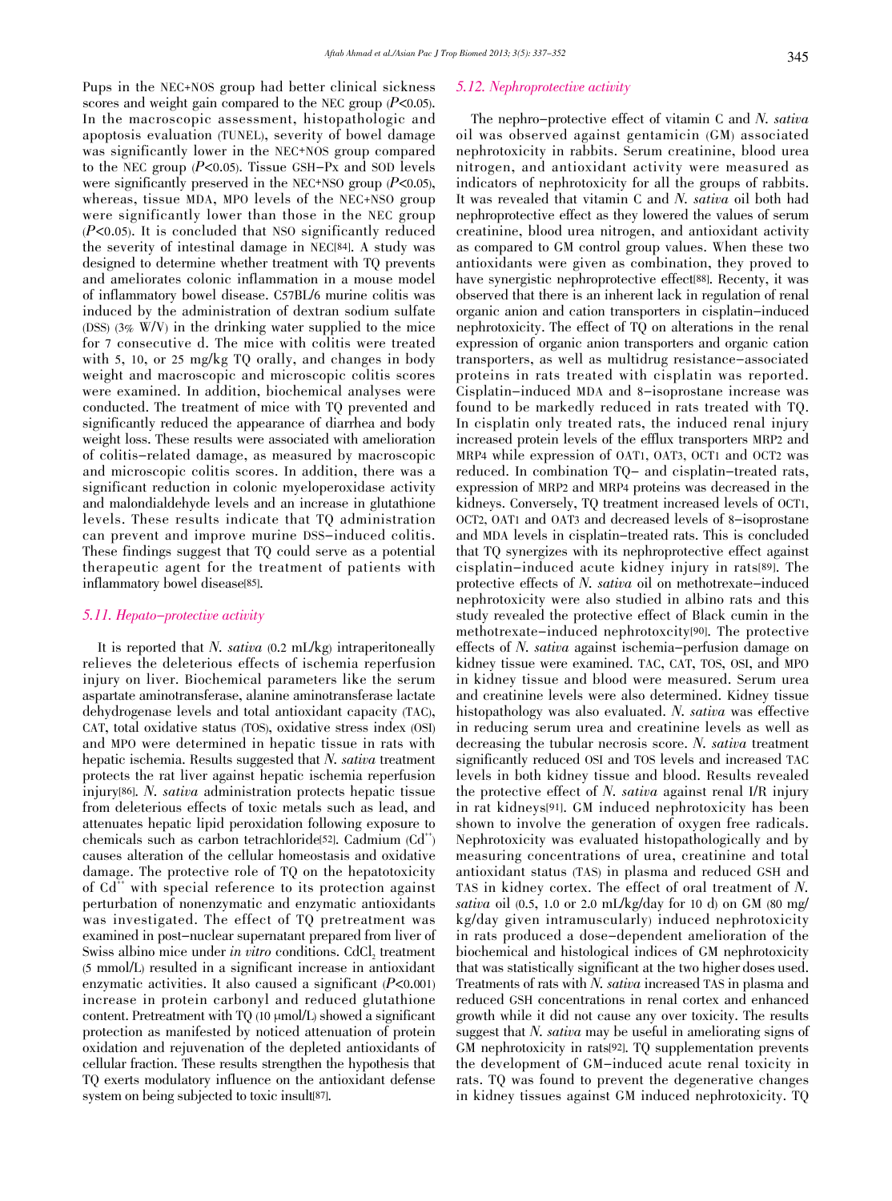Pups in the NEC+NOS group had better clinical sickness scores and weight gain compared to the NEC group ($P<0.05$). In the macroscopic assessment, histopathologic and apoptosis evaluation (TUNEL), severity of bowel damage was significantly lower in the NEC+NOS group compared to the NEC group ($P<0.05$). Tissue GSH-Px and SOD levels were significantly preserved in the NEC+NSO group ($P<0.05$), whereas, tissue MDA, MPO levels of the NEC+NSO group were significantly lower than those in the NEC group ($P<0.05$). It is concluded that NSO significantly reduced the severity of intestinal damage in NEC[84]. A study was designed to determine whether treatment with TQ prevents and ameliorates colonic inflammation in a mouse model of inflammatory bowel disease. C57BL/6 murine colitis was induced by the administration of dextran sodium sulfate (DSS) (3% W/V) in the drinking water supplied to the mice for 7 consecutive d. The mice with colitis were treated with 5, 10, or 25 mg/kg TQ orally, and changes in body weight and macroscopic and microscopic colitis scores were examined. In addition, biochemical analyses were conducted. The treatment of mice with TQ prevented and significantly reduced the appearance of diarrhea and body weight loss. These results were associated with amelioration of colitis-related damage, as measured by macroscopic and microscopic colitis scores. In addition, there was a significant reduction in colonic myeloperoxidase activity and malondialdehyde levels and an increase in glutathione levels. These results indicate that TQ administration can prevent and improve murine DSS-induced colitis. These findings suggest that TQ could serve as a potential therapeutic agent for the treatment of patients with inflammatory bowel disease[85].

### 5.11. Hepato-protective activity

It is reported that *N. sativa* (0.2 mL/kg) intraperitoneally relieves the deleterious effects of ischemia reperfusion injury on liver. Biochemical parameters like the serum aspartate aminotransferase, alanine aminotransferase lactate dehydrogenase levels and total antioxidant capacity (TAC), CAT, total oxidative status (TOS), oxidative stress index (OSI) and MPO were determined in hepatic tissue in rats with hepatic ischemia. Results suggested that *N. sativa* treatment protects the rat liver against hepatic ischemia reperfusion injury[86]. *N. sativa* administration protects hepatic tissue from deleterious effects of toxic metals such as lead, and attenuates hepatic lipid peroxidation following exposure to chemicals such as carbon tetrachloride[52]. Cadmium ($Cd^{++}$) causes alteration of the cellular homeostasis and oxidative damage. The protective role of TQ on the hepatotoxicity of $Cd^{++}$ with special reference to its protection against perturbation of nonenzymatic and enzymatic antioxidants was investigated. The effect of TQ pretreatment was examined in post-nuclear supernatant prepared from liver of Swiss albino mice under *in vitro* conditions. $CdCl_2$ treatment (5 mmol/L) resulted in a significant increase in antioxidant enzymatic activities. It also caused a significant ($P<0.001$) increase in protein carbonyl and reduced glutathione content. Pretreatment with TQ (10 μmol/L) showed a significant protection as manifested by noticed attenuation of protein oxidation and rejuvenation of the depleted antioxidants of cellular fraction. These results strengthen the hypothesis that TQ exerts modulatory influence on the antioxidant defense system on being subjected to toxic insult[87].

### 5.12. Nephroprotective activity

The nephro-protective effect of vitamin C and *N. sativa* oil was observed against gentamicin (GM) associated nephrotoxicity in rabbits. Serum creatinine, blood urea nitrogen, and antioxidant activity were measured as indicators of nephrotoxicity for all the groups of rabbits. It was revealed that vitamin C and *N. sativa* oil both had nephroprotective effect as they lowered the values of serum creatinine, blood urea nitrogen, and antioxidant activity as compared to GM control group values. When these two antioxidants were given as combination, they proved to have synergistic nephroprotective effect[88]. Recenty, it was observed that there is an inherent lack in regulation of renal organic anion and cation transporters in cisplatin-induced nephrotoxicity. The effect of TQ on alterations in the renal expression of organic anion transporters and organic cation transporters, as well as multidrug resistance-associated proteins in rats treated with cisplatin was reported. Cisplatin-induced MDA and 8-isoprostane increase was found to be markedly reduced in rats treated with TQ. In cisplatin only treated rats, the induced renal injury increased protein levels of the efflux transporters MRP2 and MRP4 while expression of OAT1, OAT3, OCT1 and OCT2 was reduced. In combination TQ- and cisplatin-treated rats, expression of MRP2 and MRP4 proteins was decreased in the kidneys. Conversely, TQ treatment increased levels of OCT1, OCT2, OAT1 and OAT3 and decreased levels of 8-isoprostane and MDA levels in cisplatin-treated rats. This is concluded that TQ synergizes with its nephroprotective effect against cisplatin-induced acute kidney injury in rats[89]. The protective effects of *N. sativa* oil on methotrexate-induced nephrotoxicity were also studied in albino rats and this study revealed the protective effect of Black cumin in the methotrexate-induced nephrotoxcity[90]. The protective effects of *N. sativa* against ischemia-perfusion damage on kidney tissue were examined. TAC, CAT, TOS, OSI, and MPO in kidney tissue and blood were measured. Serum urea and creatinine levels were also determined. Kidney tissue histopathology was also evaluated. *N. sativa* was effective in reducing serum urea and creatinine levels as well as decreasing the tubular necrosis score. *N. sativa* treatment significantly reduced OSI and TOS levels and increased TAC levels in both kidney tissue and blood. Results revealed the protective effect of *N. sativa* against renal I/R injury in rat kidneys[91]. GM induced nephrotoxicity has been shown to involve the generation of oxygen free radicals. Nephrotoxicity was evaluated histopathologically and by measuring concentrations of urea, creatinine and total antioxidant status (TAS) in plasma and reduced GSH and TAS in kidney cortex. The effect of oral treatment of *N. sativa* oil (0.5, 1.0 or 2.0 mL/kg/day for 10 d) on GM (80 mg/kg/day given intramuscularly) induced nephrotoxicity in rats produced a dose-dependent amelioration of the biochemical and histological indices of GM nephrotoxicity that was statistically significant at the two higher doses used. Treatments of rats with *N. sativa* increased TAS in plasma and reduced GSH concentrations in renal cortex and enhanced growth while it did not cause any over toxicity. The results suggest that *N. sativa* may be useful in ameliorating signs of GM nephrotoxicity in rats[92]. TQ supplementation prevents the development of GM-induced acute renal toxicity in rats. TQ was found to prevent the degenerative changes in kidney tissues against GM induced nephrotoxicity. TQ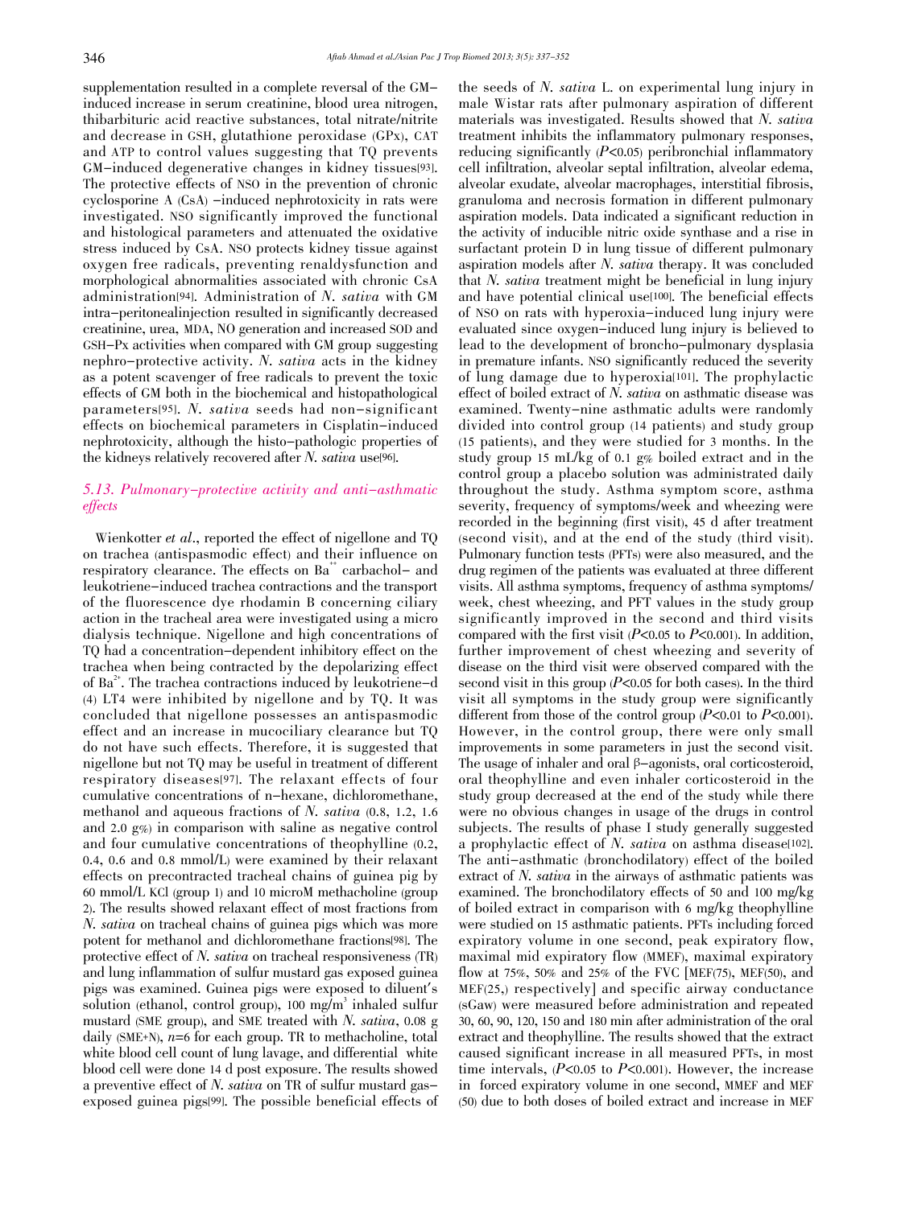supplementation resulted in a complete reversal of the GM-induced increase in serum creatinine, blood urea nitrogen, thibarbituric acid reactive substances, total nitrate/nitrite and decrease in GSH, glutathione peroxidase (GPx), CAT and ATP to control values suggesting that TQ prevents GM-induced degenerative changes in kidney tissues[93]. The protective effects of NSO in the prevention of chronic cyclosporine A (CsA) -induced nephrotoxicity in rats were investigated. NSO significantly improved the functional and histological parameters and attenuated the oxidative stress induced by CsA. NSO protects kidney tissue against oxygen free radicals, preventing renaldysfunction and morphological abnormalities associated with chronic CsA administration[94]. Administration of *N. sativa* with GM intra-peritonealinjection resulted in significantly decreased creatinine, urea, MDA, NO generation and increased SOD and GSH-Px activities when compared with GM group suggesting nephro-protective activity. *N. sativa* acts in the kidney as a potent scavenger of free radicals to prevent the toxic effects of GM both in the biochemical and histopathological parameters[95]. *N. sativa* seeds had non-significant effects on biochemical parameters in Cisplatin-induced nephrotoxicity, although the histo-pathologic properties of the kidneys relatively recovered after *N. sativa* use[96].

### 5.13. Pulmonary-protective activity and anti-asthmatic effects

Wienkotter *et al*., reported the effect of nigellone and TQ on trachea (antispasmodic effect) and their influence on respiratory clearance. The effects on $Ba^{**}$ carbachol- and leukotriene-induced trachea contractions and the transport of the fluorescence dye rhodamin B concerning ciliary action in the tracheal area were investigated using a micro dialysis technique. Nigellone and high concentrations of TQ had a concentration-dependent inhibitory effect on the trachea when being contracted by the depolarizing effect of $Ba^{2+}$. The trachea contractions induced by leukotriene-d (4) LT4 were inhibited by nigellone and by TQ. It was concluded that nigellone possesses an antispasmodic effect and an increase in mucociliary clearance but TQ do not have such effects. Therefore, it is suggested that nigellone but not TQ may be useful in treatment of different respiratory diseases[97]. The relaxant effects of four cumulative concentrations of n-hexane, dichloromethane, methanol and aqueous fractions of *N. sativa* (0.8, 1.2, 1.6 and 2.0 g%) in comparison with saline as negative control and four cumulative concentrations of theophylline (0.2, 0.4, 0.6 and 0.8 mmol/L) were examined by their relaxant effects on precontracted tracheal chains of guinea pig by 60 mmol/L KCl (group 1) and 10 microM methacholine (group 2). The results showed relaxant effect of most fractions from *N. sativa* on tracheal chains of guinea pigs which was more potent for methanol and dichloromethane fractions[98]. The protective effect of *N. sativa* on tracheal responsiveness (TR) and lung inflammation of sulfur mustard gas exposed guinea pigs was examined. Guinea pigs were exposed to diluent's solution (ethanol, control group), 100 mg/$m^3$ inhaled sulfur mustard (SME group), and SME treated with *N. sativa*, 0.08 g daily (SME+N), $n$=6 for each group. TR to methacholine, total white blood cell count of lung lavage, and differential white blood cell were done 14 d post exposure. The results showed a preventive effect of *N. sativa* on TR of sulfur mustard gas-exposed guinea pigs[99]. The possible beneficial effects of the seeds of *N. sativa* L. on experimental lung injury in male Wistar rats after pulmonary aspiration of different materials was investigated. Results showed that *N. sativa* treatment inhibits the inflammatory pulmonary responses, reducing significantly ($P$<0.05) peribronchial inflammatory cell infiltration, alveolar septal infiltration, alveolar edema, alveolar exudate, alveolar macrophages, interstitial fibrosis, granuloma and necrosis formation in different pulmonary aspiration models. Data indicated a significant reduction in the activity of inducible nitric oxide synthase and a rise in surfactant protein D in lung tissue of different pulmonary aspiration models after *N. sativa* therapy. It was concluded that *N. sativa* treatment might be beneficial in lung injury and have potential clinical use[100]. The beneficial effects of NSO on rats with hyperoxia-induced lung injury were evaluated since oxygen-induced lung injury is believed to lead to the development of broncho-pulmonary dysplasia in premature infants. NSO significantly reduced the severity of lung damage due to hyperoxia[101]. The prophylactic effect of boiled extract of *N. sativa* on asthmatic disease was examined. Twenty-nine asthmatic adults were randomly divided into control group (14 patients) and study group (15 patients), and they were studied for 3 months. In the study group 15 mL/kg of 0.1 g% boiled extract and in the control group a placebo solution was administrated daily throughout the study. Asthma symptom score, asthma severity, frequency of symptoms/week and wheezing were recorded in the beginning (first visit), 45 d after treatment (second visit), and at the end of the study (third visit). Pulmonary function tests (PFTs) were also measured, and the drug regimen of the patients was evaluated at three different visits. All asthma symptoms, frequency of asthma symptoms/week, chest wheezing, and PFT values in the study group significantly improved in the second and third visits compared with the first visit ($P$<0.05 to $P$<0.001). In addition, further improvement of chest wheezing and severity of disease on the third visit were observed compared with the second visit in this group ($P$<0.05 for both cases). In the third visit all symptoms in the study group were significantly different from those of the control group ($P$<0.01 to $P$<0.001). However, in the control group, there were only small improvements in some parameters in just the second visit. The usage of inhaler and oral β-agonists, oral corticosteroid, oral theophylline and even inhaler corticosteroid in the study group decreased at the end of the study while there were no obvious changes in usage of the drugs in control subjects. The results of phase I study generally suggested a prophylactic effect of *N. sativa* on asthma disease[102]. The anti-asthmatic (bronchodilatory) effect of the boiled extract of *N. sativa* in the airways of asthmatic patients was examined. The bronchodilatory effects of 50 and 100 mg/kg of boiled extract in comparison with 6 mg/kg theophylline were studied on 15 asthmatic patients. PFTs including forced expiratory volume in one second, peak expiratory flow, maximal mid expiratory flow (MMEF), maximal expiratory flow at 75%, 50% and 25% of the FVC [MEF(75), MEF(50), and MEF(25,) respectively] and specific airway conductance (sGaw) were measured before administration and repeated 30, 60, 90, 120, 150 and 180 min after administration of the oral extract and theophylline. The results showed that the extract caused significant increase in all measured PFTs, in most time intervals, ($P$<0.05 to $P$<0.001). However, the increase in forced expiratory volume in one second, MMEF and MEF (50) due to both doses of boiled extract and increase in MEF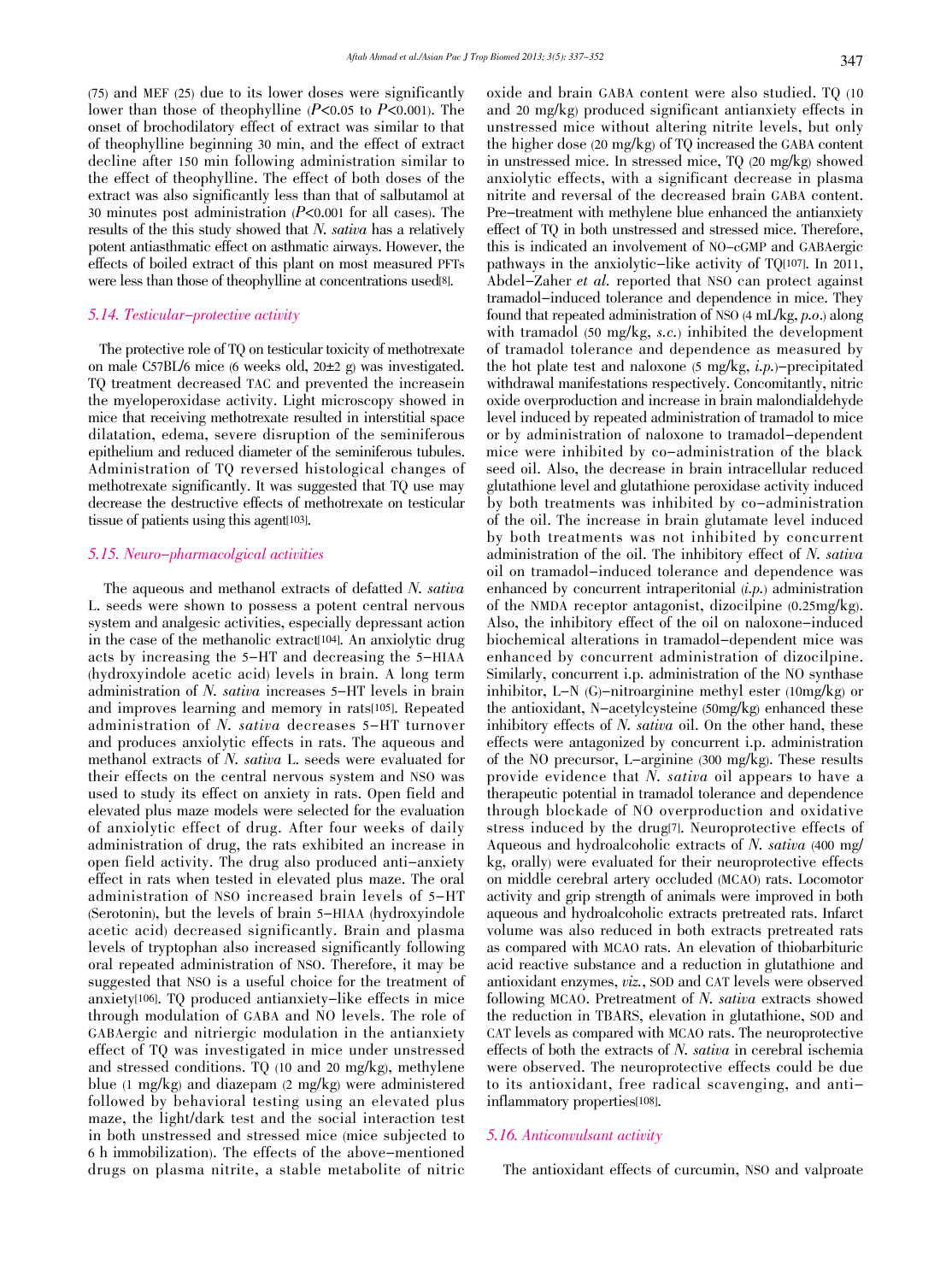(75) and MEF (25) due to its lower doses were significantly lower than those of theophylline ($P<0.05$ to $P<0.001$). The onset of brochodilatory effect of extract was similar to that of theophylline beginning 30 min, and the effect of extract decline after 150 min following administration similar to the effect of theophylline. The effect of both doses of the extract was also significantly less than that of salbutamol at 30 minutes post administration ($P<0.001$ for all cases). The results of the this study showed that *N. sativa* has a relatively potent antiasthmatic effect on asthmatic airways. However, the effects of boiled extract of this plant on most measured PFTs were less than those of theophylline at concentrations used[8].

### *5.14. Testicular-protective activity*

The protective role of TQ on testicular toxicity of methotrexate on male C57BL/6 mice (6 weeks old, 20±2 g) was investigated. TQ treatment decreased TAC and prevented the increasein the myeloperoxidase activity. Light microscopy showed in mice that receiving methotrexate resulted in interstitial space dilatation, edema, severe disruption of the seminiferous epithelium and reduced diameter of the seminiferous tubules. Administration of TQ reversed histological changes of methotrexate significantly. It was suggested that TQ use may decrease the destructive effects of methotrexate on testicular tissue of patients using this agent[103].

### *5.15. Neuro-pharmacolgical activities*

The aqueous and methanol extracts of defatted *N. sativa* L. seeds were shown to possess a potent central nervous system and analgesic activities, especially depressant action in the case of the methanolic extract[104]. An anxiolytic drug acts by increasing the 5-HT and decreasing the 5-HIAA (hydroxyindole acetic acid) levels in brain. A long term administration of *N. sativa* increases 5-HT levels in brain and improves learning and memory in rats[105]. Repeated administration of *N. sativa* decreases 5-HT turnover and produces anxiolytic effects in rats. The aqueous and methanol extracts of *N. sativa* L. seeds were evaluated for their effects on the central nervous system and NSO was used to study its effect on anxiety in rats. Open field and elevated plus maze models were selected for the evaluation of anxiolytic effect of drug. After four weeks of daily administration of drug, the rats exhibited an increase in open field activity. The drug also produced anti-anxiety effect in rats when tested in elevated plus maze. The oral administration of NSO increased brain levels of 5-HT (Serotonin), but the levels of brain 5-HIAA (hydroxyindole acetic acid) decreased significantly. Brain and plasma levels of tryptophan also increased significantly following oral repeated administration of NSO. Therefore, it may be suggested that NSO is a useful choice for the treatment of anxiety[106]. TQ produced antianxiety-like effects in mice through modulation of GABA and NO levels. The role of GABAergic and nitriergic modulation in the antianxiety effect of TQ was investigated in mice under unstressed and stressed conditions. TQ (10 and 20 mg/kg), methylene blue (1 mg/kg) and diazepam (2 mg/kg) were administered followed by behavioral testing using an elevated plus maze, the light/dark test and the social interaction test in both unstressed and stressed mice (mice subjected to 6 h immobilization). The effects of the above-mentioned drugs on plasma nitrite, a stable metabolite of nitric oxide and brain GABA content were also studied. TQ (10 and 20 mg/kg) produced significant antianxiety effects in unstressed mice without altering nitrite levels, but only the higher dose (20 mg/kg) of TQ increased the GABA content in unstressed mice. In stressed mice, TQ (20 mg/kg) showed anxiolytic effects, with a significant decrease in plasma nitrite and reversal of the decreased brain GABA content. Pre-treatment with methylene blue enhanced the antianxiety effect of TQ in both unstressed and stressed mice. Therefore, this is indicated an involvement of NO-cGMP and GABAergic pathways in the anxiolytic-like activity of TQ[107]. In 2011, Abdel-Zaher *et al.* reported that NSO can protect against tramadol-induced tolerance and dependence in mice. They found that repeated administration of NSO (4 mL/kg, *p.o.*) along with tramadol (50 mg/kg, *s.c.*) inhibited the development of tramadol tolerance and dependence as measured by the hot plate test and naloxone (5 mg/kg, *i.p.*)-precipitated withdrawal manifestations respectively. Concomitantly, nitric oxide overproduction and increase in brain malondialdehyde level induced by repeated administration of tramadol to mice or by administration of naloxone to tramadol-dependent mice were inhibited by co-administration of the black seed oil. Also, the decrease in brain intracellular reduced glutathione level and glutathione peroxidase activity induced by both treatments was inhibited by co-administration of the oil. The increase in brain glutamate level induced by both treatments was not inhibited by concurrent administration of the oil. The inhibitory effect of *N. sativa* oil on tramadol-induced tolerance and dependence was enhanced by concurrent intraperitonial (*i.p.*) administration of the NMDA receptor antagonist, dizocilpine (0.25mg/kg). Also, the inhibitory effect of the oil on naloxone-induced biochemical alterations in tramadol-dependent mice was enhanced by concurrent administration of dizocilpine. Similarly, concurrent i.p. administration of the NO synthase inhibitor, L-N (G)-nitroarginine methyl ester (10mg/kg) or the antioxidant, N-acetylcysteine (50mg/kg) enhanced these inhibitory effects of *N. sativa* oil. On the other hand, these effects were antagonized by concurrent i.p. administration of the NO precursor, L-arginine (300 mg/kg). These results provide evidence that *N. sativa* oil appears to have a therapeutic potential in tramadol tolerance and dependence through blockade of NO overproduction and oxidative stress induced by the drug[7]. Neuroprotective effects of Aqueous and hydroalcoholic extracts of *N. sativa* (400 mg/kg, orally) were evaluated for their neuroprotective effects on middle cerebral artery occluded (MCAO) rats. Locomotor activity and grip strength of animals were improved in both aqueous and hydroalcoholic extracts pretreated rats. Infarct volume was also reduced in both extracts pretreated rats as compared with MCAO rats. An elevation of thiobarbituric acid reactive substance and a reduction in glutathione and antioxidant enzymes, *viz.*, SOD and CAT levels were observed following MCAO. Pretreatment of *N. sativa* extracts showed the reduction in TBARS, elevation in glutathione, SOD and CAT levels as compared with MCAO rats. The neuroprotective effects of both the extracts of *N. sativa* in cerebral ischemia were observed. The neuroprotective effects could be due to its antioxidant, free radical scavenging, and anti-inflammatory properties[108].

### *5.16. Anticonvulsant activity*

The antioxidant effects of curcumin, NSO and valproate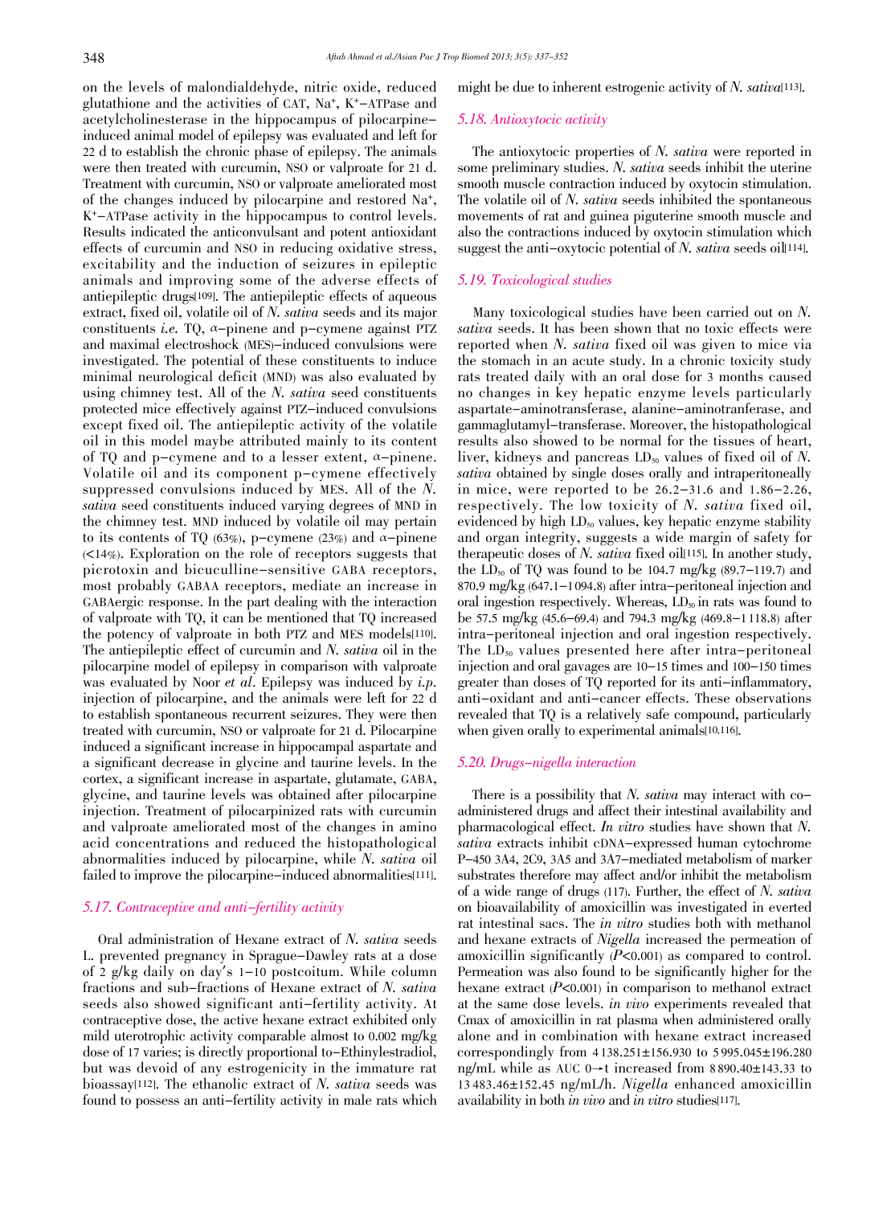on the levels of malondialdehyde, nitric oxide, reduced glutathione and the activities of CAT, $Na^+$, $K^+$–ATPase and acetylcholinesterase in the hippocampus of pilocarpine–induced animal model of epilepsy was evaluated and left for 22 d to establish the chronic phase of epilepsy. The animals were then treated with curcumin, NSO or valproate for 21 d. Treatment with curcumin, NSO or valproate ameliorated most of the changes induced by pilocarpine and restored $Na^+$, $K^+$–ATPase activity in the hippocampus to control levels. Results indicated the anticonvulsant and potent antioxidant effects of curcumin and NSO in reducing oxidative stress, excitability and the induction of seizures in epileptic animals and improving some of the adverse effects of antiepileptic drugs[109]. The antiepileptic effects of aqueous extract, fixed oil, volatile oil of *N. sativa* seeds and its major constituents *i.e.* TQ, α–pinene and p–cymene against PTZ and maximal electroshock (MES)–induced convulsions were investigated. The potential of these constituents to induce minimal neurological deficit (MND) was also evaluated by using chimney test. All of the *N. sativa* seed constituents protected mice effectively against PTZ–induced convulsions except fixed oil. The antiepileptic activity of the volatile oil in this model maybe attributed mainly to its content of TQ and p–cymene and to a lesser extent, α–pinene. Volatile oil and its component p–cymene effectively suppressed convulsions induced by MES. All of the *N. sativa* seed constituents induced varying degrees of MND in the chimney test. MND induced by volatile oil may pertain to its contents of TQ (63%), p–cymene (23%) and α–pinene (<14%). Exploration on the role of receptors suggests that picrotoxin and bicuculline–sensitive GABA receptors, most probably GABAA receptors, mediate an increase in GABAergic response. In the part dealing with the interaction of valproate with TQ, it can be mentioned that TQ increased the potency of valproate in both PTZ and MES models[110]. The antiepileptic effect of curcumin and *N. sativa* oil in the pilocarpine model of epilepsy in comparison with valproate was evaluated by Noor *et al*. Epilepsy was induced by *i.p.* injection of pilocarpine, and the animals were left for 22 d to establish spontaneous recurrent seizures. They were then treated with curcumin, NSO or valproate for 21 d. Pilocarpine induced a significant increase in hippocampal aspartate and a significant decrease in glycine and taurine levels. In the cortex, a significant increase in aspartate, glutamate, GABA, glycine, and taurine levels was obtained after pilocarpine injection. Treatment of pilocarpinized rats with curcumin and valproate ameliorated most of the changes in amino acid concentrations and reduced the histopathological abnormalities induced by pilocarpine, while *N. sativa* oil failed to improve the pilocarpine–induced abnormalities[111].

### *5.17. Contraceptive and anti–fertility activity*

Oral administration of Hexane extract of *N. sativa* seeds L. prevented pregnancy in Sprague–Dawley rats at a dose of 2 g/kg daily on day's 1–10 postcoitum. While column fractions and sub–fractions of Hexane extract of *N. sativa* seeds also showed significant anti–fertility activity. At contraceptive dose, the active hexane extract exhibited only mild uterotrophic activity comparable almost to 0.002 mg/kg dose of 17 varies; is directly proportional to–Ethinylestradiol, but was devoid of any estrogenicity in the immature rat bioassay[112]. The ethanolic extract of *N. sativa* seeds was found to possess an anti–fertility activity in male rats which might be due to inherent estrogenic activity of *N. sativa*[113].

### *5.18. Antioxytocic activity*

The antioxytocic properties of *N. sativa* were reported in some preliminary studies. *N. sativa* seeds inhibit the uterine smooth muscle contraction induced by oxytocin stimulation. The volatile oil of *N. sativa* seeds inhibited the spontaneous movements of rat and guinea piguterine smooth muscle and also the contractions induced by oxytocin stimulation which suggest the anti–oxytocic potential of *N. sativa* seeds oil[114].

### *5.19. Toxicological studies*

Many toxicological studies have been carried out on *N. sativa* seeds. It has been shown that no toxic effects were reported when *N. sativa* fixed oil was given to mice via the stomach in an acute study. In a chronic toxicity study rats treated daily with an oral dose for 3 months caused no changes in key hepatic enzyme levels particularly aspartate–aminotransferase, alanine–aminotranferase, and gammaglutamyl–transferase. Moreover, the histopathological results also showed to be normal for the tissues of heart, liver, kidneys and pancreas $LD_{50}$ values of fixed oil of *N. sativa* obtained by single doses orally and intraperitoneally in mice, were reported to be 26.2–31.6 and 1.86–2.26, respectively. The low toxicity of *N. sativa* fixed oil, evidenced by high $LD_{50}$ values, key hepatic enzyme stability and organ integrity, suggests a wide margin of safety for therapeutic doses of *N. sativa* fixed oil[115]. In another study, the $LD_{50}$ of TQ was found to be 104.7 mg/kg (89.7–119.7) and 870.9 mg/kg (647.1–1 094.8) after intra–peritoneal injection and oral ingestion respectively. Whereas, $LD_{50}$ in rats was found to be 57.5 mg/kg (45.6–69.4) and 794.3 mg/kg (469.8–1 118.8) after intra–peritoneal injection and oral ingestion respectively. The $LD_{50}$ values presented here after intra–peritoneal injection and oral gavages are 10–15 times and 100–150 times greater than doses of TQ reported for its anti–inflammatory, anti–oxidant and anti–cancer effects. These observations revealed that TQ is a relatively safe compound, particularly when given orally to experimental animals[10,116].

### *5.20. Drugs–nigella interaction*

There is a possibility that *N. sativa* may interact with co–administered drugs and affect their intestinal availability and pharmacological effect. *In vitro* studies have shown that *N. sativa* extracts inhibit cDNA–expressed human cytochrome P–450 3A4, 2C9, 3A5 and 3A7–mediated metabolism of marker substrates therefore may affect and/or inhibit the metabolism of a wide range of drugs (117). Further, the effect of *N. sativa* on bioavailability of amoxicillin was investigated in everted rat intestinal sacs. The *in vitro* studies both with methanol and hexane extracts of *Nigella* increased the permeation of amoxicillin significantly ($P<0.001$) as compared to control. Permeation was also found to be significantly higher for the hexane extract ($P<0.001$) in comparison to methanol extract at the same dose levels. *in vivo* experiments revealed that Cmax of amoxicillin in rat plasma when administered orally alone and in combination with hexane extract increased correspondingly from 4 138.251±156.930 to 5 995.045±196.280 ng/mL while as AUC 0→t increased from 8 890.40±143.33 to 13 483.46±152.45 ng/mL/h. *Nigella* enhanced amoxicillin availability in both *in vivo* and *in vitro* studies[117].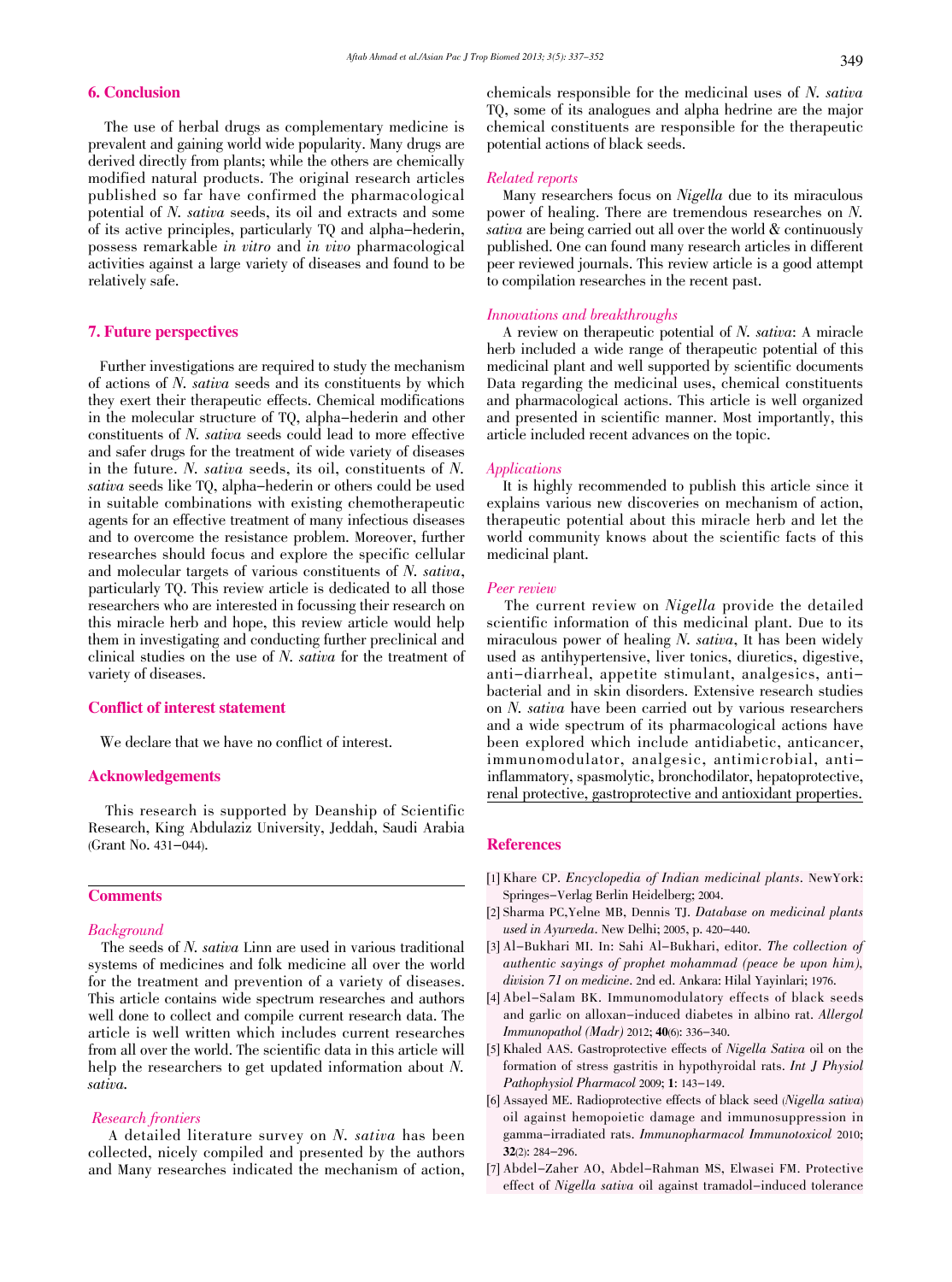## 6. Conclusion

The use of herbal drugs as complementary medicine is prevalent and gaining world wide popularity. Many drugs are derived directly from plants; while the others are chemically modified natural products. The original research articles published so far have confirmed the pharmacological potential of *N. sativa* seeds, its oil and extracts and some of its active principles, particularly TQ and alpha-hederin, possess remarkable *in vitro* and *in vivo* pharmacological activities against a large variety of diseases and found to be relatively safe.

## 7. Future perspectives

Further investigations are required to study the mechanism of actions of *N. sativa* seeds and its constituents by which they exert their therapeutic effects. Chemical modifications in the molecular structure of TQ, alpha-hederin and other constituents of *N. sativa* seeds could lead to more effective and safer drugs for the treatment of wide variety of diseases in the future. *N. sativa* seeds, its oil, constituents of *N. sativa* seeds like TQ, alpha-hederin or others could be used in suitable combinations with existing chemotherapeutic agents for an effective treatment of many infectious diseases and to overcome the resistance problem. Moreover, further researches should focus and explore the specific cellular and molecular targets of various constituents of *N. sativa*, particularly TQ. This review article is dedicated to all those researchers who are interested in focussing their research on this miracle herb and hope, this review article would help them in investigating and conducting further preclinical and clinical studies on the use of *N. sativa* for the treatment of variety of diseases.

## Conflict of interest statement

We declare that we have no conflict of interest.

## Acknowledgements

This research is supported by Deanship of Scientific Research, King Abdulaziz University, Jeddah, Saudi Arabia (Grant No. 431-044).

## Comments

### *Background*

The seeds of *N. sativa* Linn are used in various traditional systems of medicines and folk medicine all over the world for the treatment and prevention of a variety of diseases. This article contains wide spectrum researches and authors well done to collect and compile current research data. The article is well written which includes current researches from all over the world. The scientific data in this article will help the researchers to get updated information about *N. sativa*.

### *Research frontiers*

A detailed literature survey on *N. sativa* has been collected, nicely compiled and presented by the authors and Many researches indicated the mechanism of action, chemicals responsible for the medicinal uses of *N. sativa* TQ, some of its analogues and alpha hedrine are the major chemical constituents are responsible for the therapeutic potential actions of black seeds.

### *Related reports*

Many researchers focus on *Nigella* due to its miraculous power of healing. There are tremendous researches on *N. sativa* are being carried out all over the world & continuously published. One can found many research articles in different peer reviewed journals. This review article is a good attempt to compilation researches in the recent past.

### *Innovations and breakthroughs*

A review on therapeutic potential of *N. sativa*: A miracle herb included a wide range of therapeutic potential of this medicinal plant and well supported by scientific documents Data regarding the medicinal uses, chemical constituents and pharmacological actions. This article is well organized and presented in scientific manner. Most importantly, this article included recent advances on the topic.

### *Applications*

It is highly recommended to publish this article since it explains various new discoveries on mechanism of action, therapeutic potential about this miracle herb and let the world community knows about the scientific facts of this medicinal plant.

### *Peer review*

The current review on *Nigella* provide the detailed scientific information of this medicinal plant. Due to its miraculous power of healing *N. sativa*, It has been widely used as antihypertensive, liver tonics, diuretics, digestive, anti-diarrheal, appetite stimulant, analgesics, anti-bacterial and in skin disorders. Extensive research studies on *N. sativa* have been carried out by various researchers and a wide spectrum of its pharmacological actions have been explored which include antidiabetic, anticancer, immunomodulator, analgesic, antimicrobial, anti-inflammatory, spasmolytic, bronchodilator, hepatoprotective, renal protective, gastroprotective and antioxidant properties.

## References

[1] Khare CP. *Encyclopedia of Indian medicinal plants*. NewYork: Springes-Verlag Berlin Heidelberg; 2004.

[2] Sharma PC,Yelne MB, Dennis TJ. *Database on medicinal plants used in Ayurveda*. New Delhi; 2005, p. 420-440.

[3] Al-Bukhari MI. In: Sahi Al-Bukhari, editor. *The collection of authentic sayings of prophet mohammad (peace be upon him), division 71 on medicine*. 2nd ed. Ankara: Hilal Yayinlari; 1976.

[4] Abel-Salam BK. Immunomodulatory effects of black seeds and garlic on alloxan-induced diabetes in albino rat. *Allergol Immunopathol (Madr)* 2012; **40**(6): 336-340.

[5] Khaled AAS. Gastroprotective effects of *Nigella Sativa* oil on the formation of stress gastritis in hypothyroidal rats. *Int J Physiol Pathophysiol Pharmacol* 2009; **1**: 143-149.

[6] Assayed ME. Radioprotective effects of black seed (*Nigella sativa*) oil against hemopoietic damage and immunosuppression in gamma-irradiated rats. *Immunopharmacol Immunotoxicol* 2010; **32**(2): 284-296.

[7] Abdel-Zaher AO, Abdel-Rahman MS, Elwasei FM. Protective effect of *Nigella sativa* oil against tramadol-induced tolerance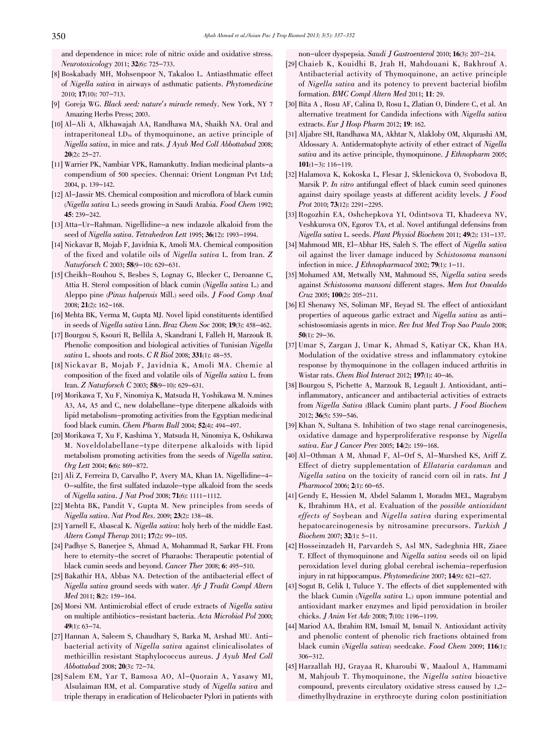and dependence in mice: role of nitric oxide and oxidative stress. *Neurotoxicology* 2011; **32**(6): 725–733.

[8] Boskabady MH, Mohsenpoor N, Takaloo L. Antiasthmatic effect of *Nigella sativa* in airways of asthmatic patients. *Phytomedicine* 2010; **17**(10): 707–713.

[9] Goreja WG. *Black seed: nature's miracle remedy*. New York, NY 7 Amazing Herbs Press; 2003.

[10] Al-Ali A, Alkhawajah AA, Randhawa MA, Shaikh NA. Oral and intraperitoneal $LD_{50}$ of thymoquinone, an active principle of *Nigella sativa*, in mice and rats. *J Ayub Med Coll Abbottabad* 2008; **20**(2): 25–27.

[11] Warrier PK, Nambiar VPK, Ramankutty. Indian medicinal plants-a compendium of 500 species. Chennai: Orient Longman Pvt Ltd; 2004, p. 139–142.

[12] Al-Jassir MS. Chemical composition and microflora of black cumin (*Nigella sativa* L.) seeds growing in Saudi Arabia. *Food Chem* 1992; **45**: 239–242.

[13] Atta-Ur-Rahman. Nigellidine-a new indazole alkaloid from the seed of *Nigella sativa*. *Tetrahedron Lett* 1995; **36**(12): 1993–1994.

[14] Nickavar B, Mojab F, Javidnia K, Amoli MA. Chemical composition of the fixed and volatile oils of *Nigella sativa* L. from Iran. *Z Naturforsch C* 2003; **58**(9–10): 629–631.

[15] Cheikh-Rouhou S, Besbes S, Lognay G, Blecker C, Deroanne C, Attia H. Sterol composition of black cumin (*Nigella sativa* L.) and Aleppo pine (*Pinus halpensis* Mill.) seed oils. *J Food Comp Anal* 2008; **21**(2): 162–168.

[16] Mehta BK, Verma M, Gupta MJ. Novel lipid constituents identified in seeds of *Nigella sativa* Linn. *Braz Chem Soc* 2008; **19**(3): 458–462.

[17] Bourgou S, Ksouri R, Bellila A, Skandrani I, Falleh H, Marzouk B. Phenolic composition and biological activities of Tunisian *Nigella sativa* L. shoots and roots. *C R Biol* 2008; **331**(1): 48–55.

[18] Nickavar B, Mojab F, Javidnia K, Amoli MA. Chemic al composition of the fixed and volatile oils of *Nigella sativa* L. from Iran. *Z Naturforsch C* 2003; **58**(9–10): 629–631.

[19] Morikawa T, Xu F, Ninomiya K, Matsuda H, Yoshikawa M. N.mines A3, A4, A5 and C, new dolabellane-type diterpene alkaloids with lipid metabolism-promoting activities from the Egyptian medicinal food black cumin. *Chem Pharm Bull* 2004; **52**(4): 494–497.

[20] Morikawa T, Xu F, Kashima Y, Matsuda H, Ninomiya K, Oshikawa M. Noveldolabellane-type diterpene alkaloids with lipid metabolism promoting activities from the seeds of *Nigella sativa*. *Org Lett* 2004; **6**(6): 869–872.

[21] Ali Z, Ferreira D, Carvalho P, Avery MA, Khan IA. Nigellidine-4-O-sulfite, the first sulfated indazole-type alkaloid from the seeds of *Nigella sativa*. *J Nat Prod* 2008; **71**(6): 1111–1112.

[22] Mehta BK, Pandit V, Gupta M. New principles from seeds of *Nigella sativa*. *Nat Prod Res*. 2009; **23**(2): 138–48.

[23] Yarnell E, Abascal K. *Nigella sativa*: holy herb of the middle East. *Altern Compl Therap* 2011; **17**(2): 99–105.

[24] Padhye S, Banerjee S, Ahmad A, Mohammad R, Sarkar FH. From here to eternity-the secret of Pharaohs: Therapeutic potential of black cumin seeds and beyond. *Cancer Ther* 2008; **6**: 495–510.

[25] Bakathir HA, Abbas NA. Detection of the antibacterial effect of *Nigella sativa* ground seeds with water. *Afr J Tradit Compl Altern Med* 2011; **8**(2): 159–164.

[26] Morsi NM. Antimicrobial effect of crude extracts of *Nigella sativa* on multiple antibiotics-resistant bacteria. *Acta Microbiol Pol* 2000; **49**(1): 63–74.

[27] Hannan A, Saleem S, Chaudhary S, Barka M, Arshad MU. Anti-bacterial activity of *Nigella sativa* against clinicalisolates of methicillin resistant Staphylococcus aureus. *J Ayub Med Coll Abbottabad* 2008; **20**(3): 72–74.

[28] Salem EM, Yar T, Bamosa AO, Al-Quorain A, Yasawy MI, Alsulaiman RM, et al. Comparative study of *Nigella sativa* and triple therapy in eradication of Helicobacter Pylori in patients with non-ulcer dyspepsia. *Saudi J Gastroenterol* 2010; **16**(3): 207–214.

[29] Chaieb K, Kouidhi B, Jrah H, Mahdouani K, Bakhrouf A. Antibacterial activity of Thymoquinone, an active principle of *Nigella sativa* and its potency to prevent bacterial biofilm formation. *BMC Compl Altern Med* 2011; **11**: 29.

[30] Bita A, Rosu AF, Calina D, Rosu L, Zlatian O, Dindere C, et al. An alternative treatment for Candida infections with *Nigella sativa* extracts. *Eur J Hosp Pharm* 2012; **19**: 162.

[31] Aljabre SH, Randhawa MA, Akhtar N, Alakloby OM, Alqurashi AM, Aldossary A. Antidermatophyte activity of ether extract of *Nigella sativa* and its active principle, thymoquinone. *J Ethnopharm* 2005; **101**(1–3): 116–119.

[32] Halamova K, Kokoska L, Flesar J, Sklenickova O, Svobodova B, Marsik P. *In vitro* antifungal effect of black cumin seed quinones against dairy spoilage yeasts at different acidity levels. *J Food Prot* 2010; **73**(12): 2291–2295.

[33] Rogozhin EA, Oshchepkova YI, Odintsova TI, Khadeeva NV, Veshkurova ON, Egorov TA, et al. Novel antifungal defensins from *Nigella sativa* L. seeds. *Plant Physiol Biochem* 2011; **49**(2): 131–137.

[34] Mahmoud MR, El-Abhar HS, Saleh S. The effect of *Nigella sativa* oil against the liver damage induced by *Schistosoma mansoni* infection in mice. *J Ethnopharmacol* 2002; **79**(1): 1–11.

[35] Mohamed AM, Metwally NM, Mahmoud SS, *Nigella sativa* seeds against *Schistosoma mansoni* different stages. *Mem Inst Oswaldo Cruz* 2005; **100**(2): 205–211.

[36] El Shenawy NS, Soliman MF, Reyad SI. The effect of antioxidant properties of aqueous garlic extract and *Nigella sativa* as anti-schistosomiasis agents in mice. *Rev Inst Med Trop Sao Paulo* 2008; **50**(1): 29–36.

[37] Umar S, Zargan J, Umar K, Ahmad S, Katiyar CK, Khan HA. Modulation of the oxidative stress and inflammatory cytokine response by thymoquinone in the collagen induced arthritis in Wistar rats. *Chem Biol Interact* 2012; **197**(1): 40–46.

[38] Bourgou S, Pichette A, Marzouk B, Legault J. Antioxidant, anti-inflammatory, anticancer and antibacterial activities of extracts from *Nigella Sativa* (Black Cumin) plant parts. *J Food Biochem* 2012; **36**(5): 539–546.

[39] Khan N, Sultana S. Inhibition of two stage renal carcinogenesis, oxidative damage and hyperproliferative response by *Nigella sativa*. *Eur J Cancer Prev* 2005; **14**(2): 159–168.

[40] Al-Othman A M, Ahmad F, Al-Orf S, Al-Murshed KS, Ariff Z. Effect of dietry supplementation of *Ellataria cardamun* and *Nigella sativa* on the toxicity of rancid corn oil in rats. *Int J Pharmocol* 2006; **2**(1): 60–65.

[41] Gendy E, Hessien M, Abdel Salamm I, Moradm MEL, Magrabym K, Ibrahimm HA, et al. Evaluation of the *possible antioxidant effects of* Soybean and *Nigella sativa* during experimental hepatocarcinogenesis by nitrosamine precursors. *Turkish J Biochem* 2007; **32**(1): 5–11.

[42] Hosseinzadeh H, Parvardeh S, Asl MN, Sadeghnia HR, Ziaee T. Effect of thymoquinone and *Nigella sativa* seeds oil on lipid peroxidation level during global cerebral ischemia-reperfusion injury in rat hippocampus. *Phytomedicine* 2007; **14**(9): 621–627.

[43] Sogut B, Celik I, Tuluce Y. The effects of diet supplemented with the black Cumin (*Nigella sativa* L.) upon immune potential and antioxidant marker enzymes and lipid peroxidation in broiler chicks. *J Anim Vet Adv* 2008; **7**(10): 1196–1199.

[44] Mariod AA, Ibrahim RM, Ismail M, Ismail N. Antioxidant activity and phenolic content of phenolic rich fractions obtained from black cumin (*Nigella sativa*) seedcake. *Food Chem* 2009; **116**(1): 306–312.

[45] Harzallah HJ, Grayaa R, Kharoubi W, Maaloul A, Hammami M, Mahjoub T. Thymoquinone, the *Nigella sativa* bioactive compound, prevents circulatory oxidative stress caused by 1,2-dimethylhydrazine in erythrocyte during colon postinitiation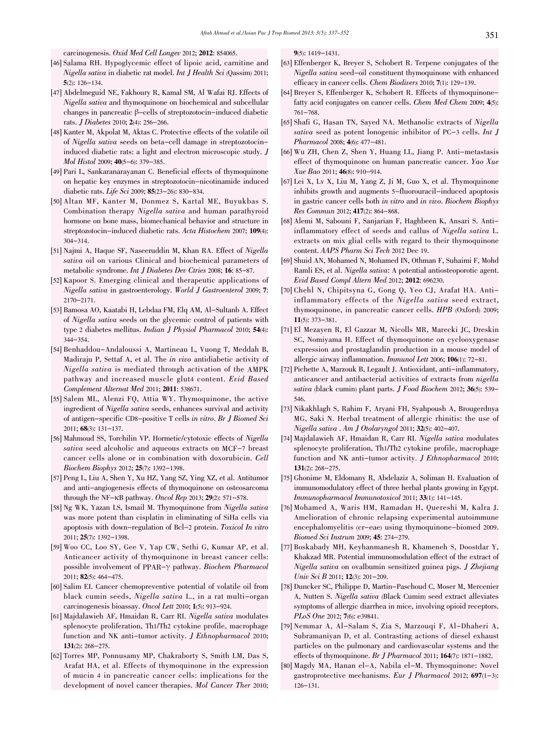carcinogenesis. *Oxid Med Cell Longev* 2012; **2012**: 854065.

[46] Salama RH. Hypoglycemic effect of lipoic acid, carnitine and *Nigella sativa* in diabetic rat model. *Int J Health Sci* (Qassim) 2011; **5**(2): 126–134.

[47] Abdelmeguid NE, Fakhoury R, Kamal SM, Al Wafai RJ. Effects of *Nigella sativa* and thymoquinone on biochemical and subcellular changes in pancreatic β-cells of streptozotocin-induced diabetic rats. *J Diabetes* 2010; **2**(4): 256–266.

[48] Kanter M, Akpolat M, Aktas C. Protective effects of the volatile oil of *Nigella sativa* seeds on beta-cell damage in streptozotocin-induced diabetic rats: a light and electron microscopic study. *J Mol Histol* 2009; **40**(5–6): 379–385.

[49] Pari L, Sankaranarayanan C. Beneficial effects of thymoquinone on hepatic key enzymes in streptozotocin-nicotinamide induced diabetic rats. *Life Sci* 2009; **85**(23–26): 830–834.

[50] Altan MF, Kanter M, Donmez S, Kartal ME, Buyukbas S. Combination therapy *Nigella sativa* and human parathyroid hormone on bone mass, biomechanical behavior and structure in streptozotocin-induced diabetic rats. *Acta Histochem* 2007; **109**(4): 304–314.

[51] Najmi A, Haque SF, Naseeruddin M, Khan RA. Effect of *Nigella sativa* oil on various Clinical and biochemical parameters of metabolic syndrome. *Int J Diabetes Dev Ctries* 2008; **16**: 85–87.

[52] Kapoor S. Emerging clinical and therapeutic applications of *Nigella sativa* in gastroenterology. *World J Gastroenterol* 2009; **7**: 2170–2171.

[53] Bamosa AO, Kaatabi H, Lebdaa FM, Elq AM, Al-Sultanb A. Effect of *Nigella sativa* seeds on the glycemic control of patients with type 2 diabetes mellitus. *Indian J Physiol Pharmacol* 2010; **54**(4): 344–354.

[54] Benhaddou-Andaloussi A, Martineau L, Vuong T, Meddah B, Madiraju P, Settaf A, et al. The *in vivo* antidiabetic activity of *Nigella sativa* is mediated through activation of the AMPK pathway and increased muscle glut4 content. *Evid Based Complement Alternat Med* 2011; **2011**: 538671.

[55] Salem ML, Alenzi FQ, Attia WY. Thymoquinone, the active ingredient of *Nigella sativa* seeds, enhances survival and activity of antigen-specific CD8-positive T cells *in vitro*. *Br J Biomed Sci* 2011; **68**(3): 131–137.

[56] Mahmoud SS, Torchilin VP. Hormetic/cytotoxic effects of *Nigella sativa* seed alcoholic and aqueous extracts on MCF-7 breast cancer cells alone or in combination with doxorubicin. *Cell Biochem Biophys* 2012; **25**(7): 1392–1398.

[57] Peng L, Liu A, Shen Y, Xu HZ, Yang SZ, Ying XZ, et al. Antitumor and anti-angiogenesis effects of thymoquinone on osteosarcoma through the NF-κB pathway. *Oncol Rep* 2013; **29**(2): 571–578.

[58] Ng WK, Yazan LS, Ismail M. Thymoquinone from *Nigella sativa* was more potent than cisplatin in eliminating of SiHa cells via apoptosis with down-regulation of Bcl-2 protein. *Toxicol In vitro* 2011; **25**(7): 1392–1398.

[59] Woo CC, Loo SY, Gee V, Yap CW, Sethi G, Kumar AP, et al. Anticancer activity of thymoquinone in breast cancer cells: possible involvement of PPAR-γ pathway. *Biochem Pharmacol* 2011; **82**(5): 464–475.

[60] Salim EI. Cancer chemopreventive potential of volatile oil from black cumin seeds, *Nigella sativa* L., in a rat multi-organ carcinogenesis bioassay. *Oncol Lett* 2010; **1**(5): 913–924.

[61] Majdalawieh AF, Hmaidan R, Carr RI. *Nigella sativa* modulates splenocyte proliferation, Th1/Th2 cytokine profile, macrophage function and NK anti-tumor activity. *J Ethnopharmacol* 2010; **131**(2): 268–275.

[62] Torres MP, Ponnusamy MP, Chakraborty S, Smith LM, Das S, Arafat HA, et al. Effects of thymoquinone in the expression of mucin 4 in pancreatic cancer cells: implications for the development of novel cancer therapies. *Mol Cancer Ther* 2010; **9**(5): 1419–1431.

[63] Effenberger K, Breyer S, Schobert R. Terpene conjugates of the *Nigella sativa* seed-oil constituent thymoquinone with enhanced efficacy in cancer cells. *Chem Biodivers* 2010; **7**(1): 129–139.

[64] Breyer S, Effenberger K, Schobert R. Effects of thymoquinone-fatty acid conjugates on cancer cells. *Chem Med Chem* 2009; **4**(5): 761–768.

[65] Shafi G, Hasan TN, Sayed NA. Methanolic extracts of *Nigella sativa* seed as potent lonogenic inhibitor of PC-3 cells. *Int J Pharmacol* 2008; **4**(6): 477–481.

[66] Wu ZH, Chen Z, Shen Y, Huang LL, Jiang P. Anti-metastasis effect of thymoquinone on human pancreatic cancer. *Yao Xue Xue Bao* 2011; **46**(8): 910–914.

[67] Lei X, Lv X, Liu M, Yang Z, Ji M, Guo X, et al. Thymoquinone inhibits growth and augments 5-fluorouracil-induced apoptosis in gastric cancer cells both *in vitro* and *in vivo*. *Biochem Biophys Res Commun* 2012; **417**(2): 864–868.

[68] Alemi M, Sabouni F, Sanjarian F, Haghbeen K, Ansari S. Anti-inflammatory effect of seeds and callus of *Nigella sativa* L. extracts on mix glial cells with regard to their thymoquinone content. *AAPS Pharm Sci Tech* 2012 Dec 19.

[69] Shuid AN, Mohamed N, Mohamed IN, Othman F, Suhaimi F, Mohd Ramli ES, et al. *Nigella sativa*: A potential antiosteoporotic agent. *Evid Based Compl Altern Med* 2012; **2012**: 696230.

[70] Chehl N, Chipitsyna G, Gong Q, Yeo CJ, Arafat HA. Anti-inflammatory effects of the *Nigella sativa* seed extract, thymoquinone, in pancreatic cancer cells. *HPB* (Oxford) 2009; **11**(5): 373–381.

[71] El Mezayen R, El Gazzar M, Nicolls MR, Marecki JC, Dreskin SC, Nomiyama H. Effect of thymoquinone on cyclooxygenase expression and prostaglandin production in a mouse model of allergic airway inflammation. *Immunol Lett* 2006; **106**(1): 72–81.

[72] Pichette A, Marzouk B, Legault J. Antioxidant, anti-inflammatory, anticancer and antibacterial activities of extracts from *nigella sativa* (black cumin) plant parts. *J Food Biochem* 2012; **36**(5): 539–546.

[73] Nikakhlagh S, Rahim F, Aryani FH, Syahpoush A, Brougerdnya MG, Saki N. Herbal treatment of allergic rhinitis: the use of *Nigella sativa*. *Am J Otolaryngol* 2011; **32**(5): 402–407.

[74] Majdalawieh AF, Hmaidan R, Carr RI. *Nigella sativa* modulates splenocyte proliferation, Th1/Th2 cytokine profile, macrophage function and NK anti-tumor activity. *J Ethnopharmacol* 2010; **131**(2): 268–275.

[75] Ghonime M, Eldomany R, Abdelaziz A, Soliman H. Evaluation of immunomodulatory effect of three herbal plants growing in Egypt. *Immunopharmacol Immunotoxicol* 2011; **33**(1): 141–145.

[76] Mohamed A, Waris HM, Ramadan H, Quereshi M, Kalra J. Amelioration of chronic relapsing experimental autoimmune encephalomyelitis (cr-eae) using thymoquinone-biomed 2009. *Biomed Sci Instrum* 2009; **45**: 274–279.

[77] Boskabady MH, Keyhanmanesh R, Khameneh S, Doostdar Y, Khakzad MR. Potential immunomodulation effect of the extract of *Nigella sativa* on ovalbumin sensitized guinea pigs. *J Zhejiang Univ Sci B* 2011; **12**(3): 201–209.

[78] Duncker SC, Philippe D, Martin-Paschoud C, Moser M, Mercenier A, Nutten S. *Nigella sativa* (Black Cumin) seed extract alleviates symptoms of allergic diarrhea in mice, involving opioid receptors. *PLoS One* 2012; **7**(6): e39841.

[79] Nemmar A, Al-Salam S, Zia S, Marzouqi F, Al-Dhaheri A, Subramaniyan D, et al. Contrasting actions of diesel exhaust particles on the pulmonary and cardiovascular systems and the effects of thymoquinone. *Br J Pharmacol* 2011; **164**(7): 1871–1882.

[80] Magdy MA, Hanan el-A, Nabila el-M. Thymoquinone: Novel gastroprotective mechanisms. *Eur J Pharmacol* 2012; **697**(1–3): 126–131.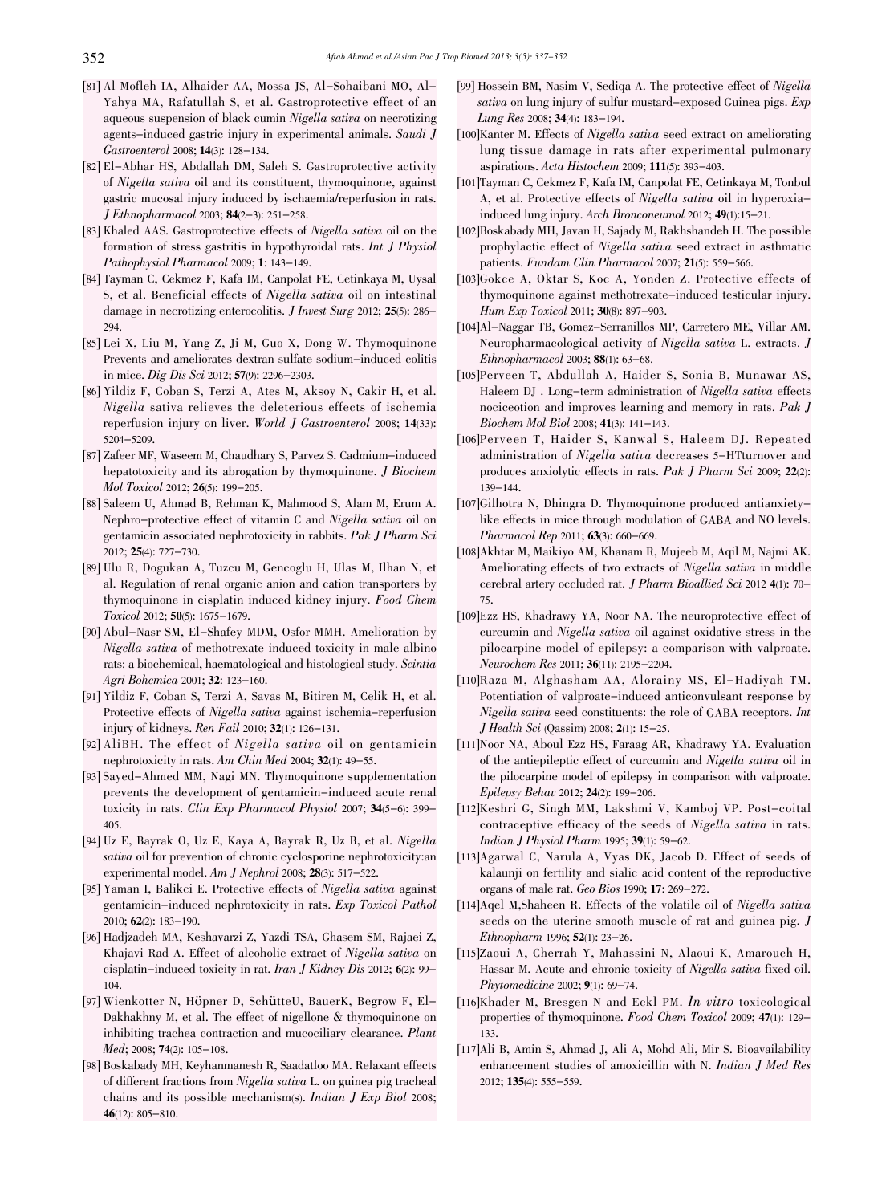[81] Al Mofleh IA, Alhaider AA, Mossa JS, Al-Sohaibani MO, Al-Yahya MA, Rafatullah S, et al. Gastroprotective effect of an aqueous suspension of black cumin *Nigella sativa* on necrotizing agents-induced gastric injury in experimental animals. *Saudi J Gastroenterol* 2008; **14**(3): 128–134.

[82] El-Abhar HS, Abdallah DM, Saleh S. Gastroprotective activity of *Nigella sativa* oil and its constituent, thymoquinone, against gastric mucosal injury induced by ischaemia/reperfusion in rats. *J Ethnopharmacol* 2003; **84**(2–3): 251–258.

[83] Khaled AAS. Gastroprotective effects of *Nigella sativa* oil on the formation of stress gastritis in hypothyroidal rats. *Int J Physiol Pathophysiol Pharmacol* 2009; **1**: 143–149.

[84] Tayman C, Cekmez F, Kafa IM, Canpolat FE, Cetinkaya M, Uysal S, et al. Beneficial effects of *Nigella sativa* oil on intestinal damage in necrotizing enterocolitis. *J Invest Surg* 2012; **25**(5): 286–294.

[85] Lei X, Liu M, Yang Z, Ji M, Guo X, Dong W. Thymoquinone Prevents and ameliorates dextran sulfate sodium-induced colitis in mice. *Dig Dis Sci* 2012; **57**(9): 2296–2303.

[86] Yildiz F, Coban S, Terzi A, Ates M, Aksoy N, Cakir H, et al. *Nigella* sativa relieves the deleterious effects of ischemia reperfusion injury on liver. *World J Gastroenterol* 2008; **14**(33): 5204–5209.

[87] Zafeer MF, Waseem M, Chaudhary S, Parvez S. Cadmium-induced hepatotoxicity and its abrogation by thymoquinone. *J Biochem Mol Toxicol* 2012; **26**(5): 199–205.

[88] Saleem U, Ahmad B, Rehman K, Mahmood S, Alam M, Erum A. Nephro-protective effect of vitamin C and *Nigella sativa* oil on gentamicin associated nephrotoxicity in rabbits. *Pak J Pharm Sci* 2012; **25**(4): 727–730.

[89] Ulu R, Dogukan A, Tuzcu M, Gencoglu H, Ulas M, Ilhan N, et al. Regulation of renal organic anion and cation transporters by thymoquinone in cisplatin induced kidney injury. *Food Chem Toxicol* 2012; **50**(5): 1675–1679.

[90] Abul-Nasr SM, El-Shafey MDM, Osfor MMH. Amelioration by *Nigella sativa* of methotrexate induced toxicity in male albino rats: a biochemical, haematological and histological study. *Scintia Agri Bohemica* 2001; **32**: 123–160.

[91] Yildiz F, Coban S, Terzi A, Savas M, Bitiren M, Celik H, et al. Protective effects of *Nigella sativa* against ischemia-reperfusion injury of kidneys. *Ren Fail* 2010; **32**(1): 126–131.

[92] AliBH. The effect of *Nigella sativa* oil on gentamicin nephrotoxicity in rats. *Am Chin Med* 2004; **32**(1): 49–55.

[93] Sayed-Ahmed MM, Nagi MN. Thymoquinone supplementation prevents the development of gentamicin-induced acute renal toxicity in rats. *Clin Exp Pharmacol Physiol* 2007; **34**(5–6): 399–405.

[94] Uz E, Bayrak O, Uz E, Kaya A, Bayrak R, Uz B, et al. *Nigella sativa* oil for prevention of chronic cyclosporine nephrotoxicity:an experimental model. *Am J Nephrol* 2008; **28**(3): 517–522.

[95] Yaman I, Balikci E. Protective effects of *Nigella sativa* against gentamicin-induced nephrotoxicity in rats. *Exp Toxicol Pathol* 2010; **62**(2): 183–190.

[96] Hadjzadeh MA, Keshavarzi Z, Yazdi TSA, Ghasem SM, Rajaei Z, Khajavi Rad A. Effect of alcoholic extract of *Nigella sativa* on cisplatin-induced toxicity in rat. *Iran J Kidney Dis* 2012; **6**(2): 99–104.

[97] Wienkotter N, Höpner D, SchütteU, BauerK, Begrow F, El-Dakhakhny M, et al. The effect of nigellone & thymoquinone on inhibiting trachea contraction and mucociliary clearance. *Plant Med*; 2008; **74**(2): 105–108.

[98] Boskabady MH, Keyhanmanesh R, Saadatloo MA. Relaxant effects of different fractions from *Nigella sativa* L. on guinea pig tracheal chains and its possible mechanism(s). *Indian J Exp Biol* 2008; **46**(12): 805–810.

[99] Hossein BM, Nasim V, Sediqa A. The protective effect of *Nigella sativa* on lung injury of sulfur mustard-exposed Guinea pigs. *Exp Lung Res* 2008; **34**(4): 183–194.

[100] Kanter M. Effects of *Nigella sativa* seed extract on ameliorating lung tissue damage in rats after experimental pulmonary aspirations. *Acta Histochem* 2009; **111**(5): 393–403.

[101] Tayman C, Cekmez F, Kafa IM, Canpolat FE, Cetinkaya M, Tonbul A, et al. Protective effects of *Nigella sativa* oil in hyperoxia-induced lung injury. *Arch Bronconeumol* 2012; **49**(1):15–21.

[102] Boskabady MH, Javan H, Sajady M, Rakhshandeh H. The possible prophylactic effect of *Nigella sativa* seed extract in asthmatic patients. *Fundam Clin Pharmacol* 2007; **21**(5): 559–566.

[103] Gokce A, Oktar S, Koc A, Yonden Z. Protective effects of thymoquinone against methotrexate-induced testicular injury. *Hum Exp Toxicol* 2011; **30**(8): 897–903.

[104] Al-Naggar TB, Gomez-Serranillos MP, Carretero ME, Villar AM. Neuropharmacological activity of *Nigella sativa* L. extracts. *J Ethnopharmacol* 2003; **88**(1): 63–68.

[105] Perveen T, Abdullah A, Haider S, Sonia B, Munawar AS, Haleem DJ . Long-term administration of *Nigella sativa* effects nociceotion and improves learning and memory in rats. *Pak J Biochem Mol Biol* 2008; **41**(3): 141–143.

[106] Perveen T, Haider S, Kanwal S, Haleem DJ. Repeated administration of *Nigella sativa* decreases 5-HTturnover and produces anxiolytic effects in rats. *Pak J Pharm Sci* 2009; **22**(2): 139–144.

[107] Gilhotra N, Dhingra D. Thymoquinone produced antianxiety-like effects in mice through modulation of GABA and NO levels. *Pharmacol Rep* 2011; **63**(3): 660–669.

[108] Akhtar M, Maikiyo AM, Khanam R, Mujeeb M, Aqil M, Najmi AK. Ameliorating effects of two extracts of *Nigella sativa* in middle cerebral artery occluded rat. *J Pharm Bioallied Sci* 2012 **4**(1): 70–75.

[109] Ezz HS, Khadrawy YA, Noor NA. The neuroprotective effect of curcumin and *Nigella sativa* oil against oxidative stress in the pilocarpine model of epilepsy: a comparison with valproate. *Neurochem Res* 2011; **36**(11): 2195–2204.

[110] Raza M, Alghasham AA, Alorainy MS, El-Hadiyah TM. Potentiation of valproate-induced anticonvulsant response by *Nigella sativa* seed constituents: the role of GABA receptors. *Int J Health Sci* (Qassim) 2008; **2**(1): 15–25.

[111] Noor NA, Aboul Ezz HS, Faraag AR, Khadrawy YA. Evaluation of the antiepileptic effect of curcumin and *Nigella sativa* oil in the pilocarpine model of epilepsy in comparison with valproate. *Epilepsy Behav* 2012; **24**(2): 199–206.

[112] Keshri G, Singh MM, Lakshmi V, Kamboj VP. Post-coital contraceptive efficacy of the seeds of *Nigella sativa* in rats. *Indian J Physiol Pharm* 1995; **39**(1): 59–62.

[113] Agarwal C, Narula A, Vyas DK, Jacob D. Effect of seeds of kalaunji on fertility and sialic acid content of the reproductive organs of male rat. *Geo Bios* 1990; **17**: 269–272.

[114] Aqel M,Shaheen R. Effects of the volatile oil of *Nigella sativa* seeds on the uterine smooth muscle of rat and guinea pig. *J Ethnopharm* 1996; **52**(1): 23–26.

[115] Zaoui A, Cherrah Y, Mahassini N, Alaoui K, Amarouch H, Hassar M. Acute and chronic toxicity of *Nigella sativa* fixed oil. *Phytomedicine* 2002; **9**(1): 69–74.

[116] Khader M, Bresgen N and Eckl PM. *In vitro* toxicological properties of thymoquinone. *Food Chem Toxicol* 2009; **47**(1): 129–133.

[117] Ali B, Amin S, Ahmad J, Ali A, Mohd Ali, Mir S. Bioavailability enhancement studies of amoxicillin with N. *Indian J Med Res* 2012; **135**(4): 555–559.